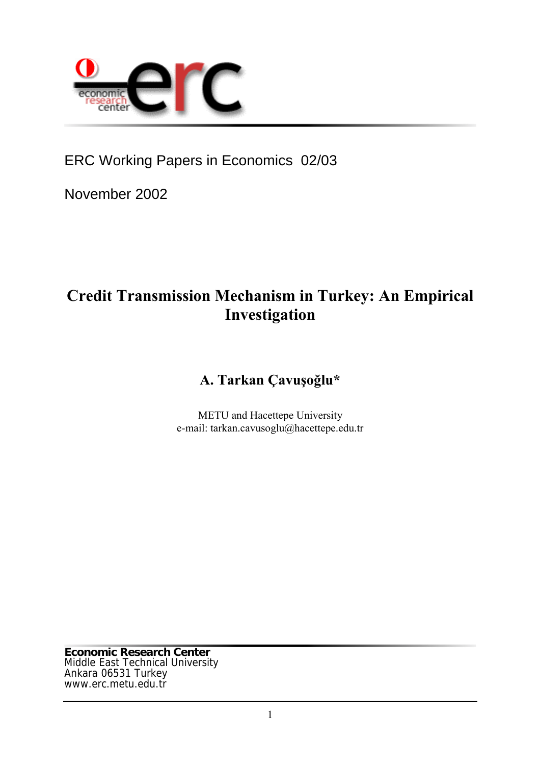ERC Working Papers in Economics 02/03

November 2002

# Credit Transmission Mechanism in Turkey: An Empirical Investigation

**A. Tarkan Çavuşoğlu***

METU and Hacettepe University
e-mail: tarkan.cavusoglu@hacettepe.edu.tr

**Economic Research Center**
Middle East Technical University
Ankara 06531 Turkey
www.erc.metu.edu.tr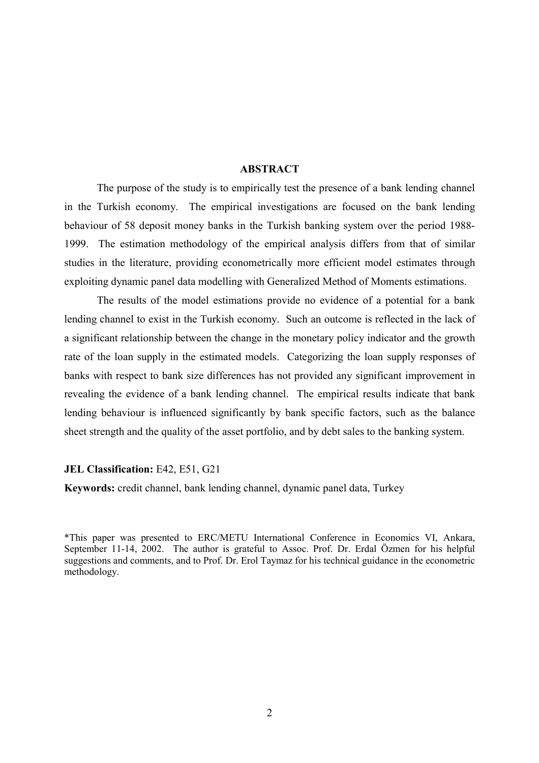## ABSTRACT

The purpose of the study is to empirically test the presence of a bank lending channel in the Turkish economy. The empirical investigations are focused on the bank lending behaviour of 58 deposit money banks in the Turkish banking system over the period 1988-1999. The estimation methodology of the empirical analysis differs from that of similar studies in the literature, providing econometrically more efficient model estimates through exploiting dynamic panel data modelling with Generalized Method of Moments estimations.

The results of the model estimations provide no evidence of a potential for a bank lending channel to exist in the Turkish economy. Such an outcome is reflected in the lack of a significant relationship between the change in the monetary policy indicator and the growth rate of the loan supply in the estimated models. Categorizing the loan supply responses of banks with respect to bank size differences has not provided any significant improvement in revealing the evidence of a bank lending channel. The empirical results indicate that bank lending behaviour is influenced significantly by bank specific factors, such as the balance sheet strength and the quality of the asset portfolio, and by debt sales to the banking system.

**JEL Classification:** E42, E51, G21

**Keywords:** credit channel, bank lending channel, dynamic panel data, Turkey

*This paper was presented to ERC/METU International Conference in Economics VI, Ankara, September 11-14, 2002. The author is grateful to Assoc. Prof. Dr. Erdal Özmen for his helpful suggestions and comments, and to Prof. Dr. Erol Taymaz for his technical guidance in the econometric methodology.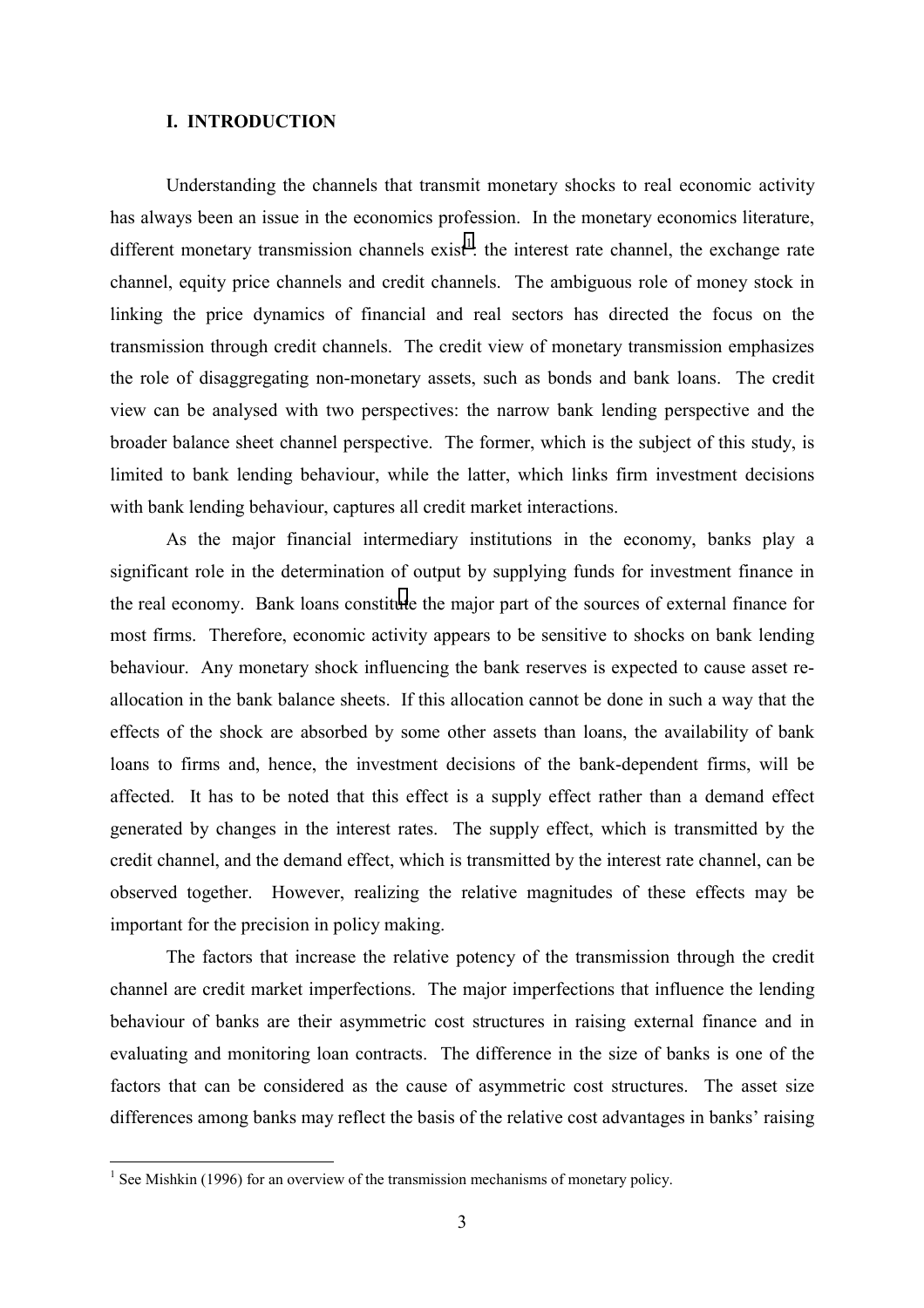## I. INTRODUCTION

Understanding the channels that transmit monetary shocks to real economic activity has always been an issue in the economics profession. In the monetary economics literature, different monetary transmission channels exist[1]: the interest rate channel, the exchange rate channel, equity price channels and credit channels. The ambiguous role of money stock in linking the price dynamics of financial and real sectors has directed the focus on the transmission through credit channels. The credit view of monetary transmission emphasizes the role of disaggregating non-monetary assets, such as bonds and bank loans. The credit view can be analysed with two perspectives: the narrow bank lending perspective and the broader balance sheet channel perspective. The former, which is the subject of this study, is limited to bank lending behaviour, while the latter, which links firm investment decisions with bank lending behaviour, captures all credit market interactions.

As the major financial intermediary institutions in the economy, banks play a significant role in the determination of output by supplying funds for investment finance in the real economy. Bank loans constitute the major part of the sources of external finance for most firms. Therefore, economic activity appears to be sensitive to shocks on bank lending behaviour. Any monetary shock influencing the bank reserves is expected to cause asset re-allocation in the bank balance sheets. If this allocation cannot be done in such a way that the effects of the shock are absorbed by some other assets than loans, the availability of bank loans to firms and, hence, the investment decisions of the bank-dependent firms, will be affected. It has to be noted that this effect is a supply effect rather than a demand effect generated by changes in the interest rates. The supply effect, which is transmitted by the credit channel, and the demand effect, which is transmitted by the interest rate channel, can be observed together. However, realizing the relative magnitudes of these effects may be important for the precision in policy making.

The factors that increase the relative potency of the transmission through the credit channel are credit market imperfections. The major imperfections that influence the lending behaviour of banks are their asymmetric cost structures in raising external finance and in evaluating and monitoring loan contracts. The difference in the size of banks is one of the factors that can be considered as the cause of asymmetric cost structures. The asset size differences among banks may reflect the basis of the relative cost advantages in banks' raising

[1] See Mishkin (1996) for an overview of the transmission mechanisms of monetary policy.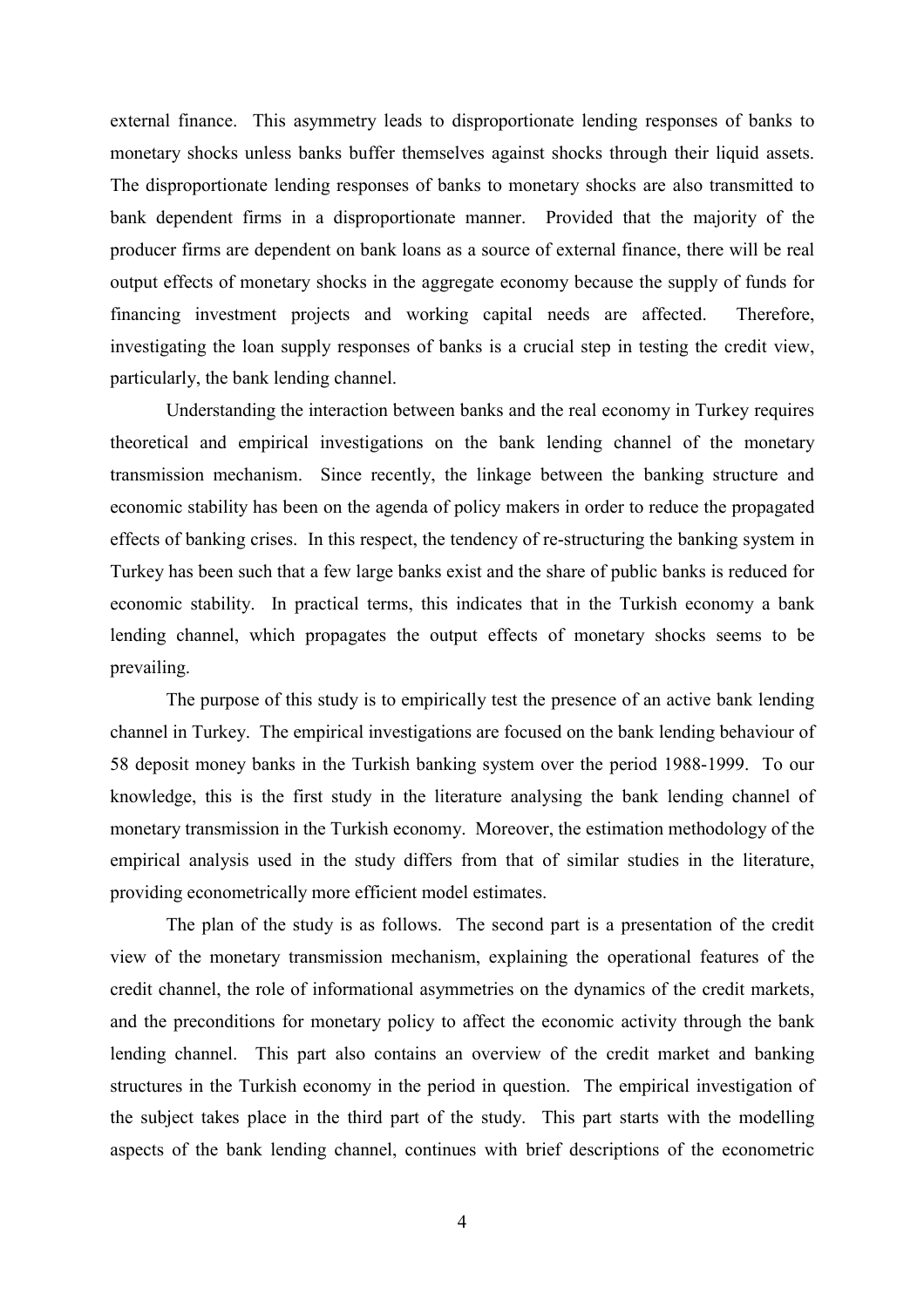external finance. This asymmetry leads to disproportionate lending responses of banks to monetary shocks unless banks buffer themselves against shocks through their liquid assets. The disproportionate lending responses of banks to monetary shocks are also transmitted to bank dependent firms in a disproportionate manner. Provided that the majority of the producer firms are dependent on bank loans as a source of external finance, there will be real output effects of monetary shocks in the aggregate economy because the supply of funds for financing investment projects and working capital needs are affected. Therefore, investigating the loan supply responses of banks is a crucial step in testing the credit view, particularly, the bank lending channel.

Understanding the interaction between banks and the real economy in Turkey requires theoretical and empirical investigations on the bank lending channel of the monetary transmission mechanism. Since recently, the linkage between the banking structure and economic stability has been on the agenda of policy makers in order to reduce the propagated effects of banking crises. In this respect, the tendency of re-structuring the banking system in Turkey has been such that a few large banks exist and the share of public banks is reduced for economic stability. In practical terms, this indicates that in the Turkish economy a bank lending channel, which propagates the output effects of monetary shocks seems to be prevailing.

The purpose of this study is to empirically test the presence of an active bank lending channel in Turkey. The empirical investigations are focused on the bank lending behaviour of 58 deposit money banks in the Turkish banking system over the period 1988-1999. To our knowledge, this is the first study in the literature analysing the bank lending channel of monetary transmission in the Turkish economy. Moreover, the estimation methodology of the empirical analysis used in the study differs from that of similar studies in the literature, providing econometrically more efficient model estimates.

The plan of the study is as follows. The second part is a presentation of the credit view of the monetary transmission mechanism, explaining the operational features of the credit channel, the role of informational asymmetries on the dynamics of the credit markets, and the preconditions for monetary policy to affect the economic activity through the bank lending channel. This part also contains an overview of the credit market and banking structures in the Turkish economy in the period in question. The empirical investigation of the subject takes place in the third part of the study. This part starts with the modelling aspects of the bank lending channel, continues with brief descriptions of the econometric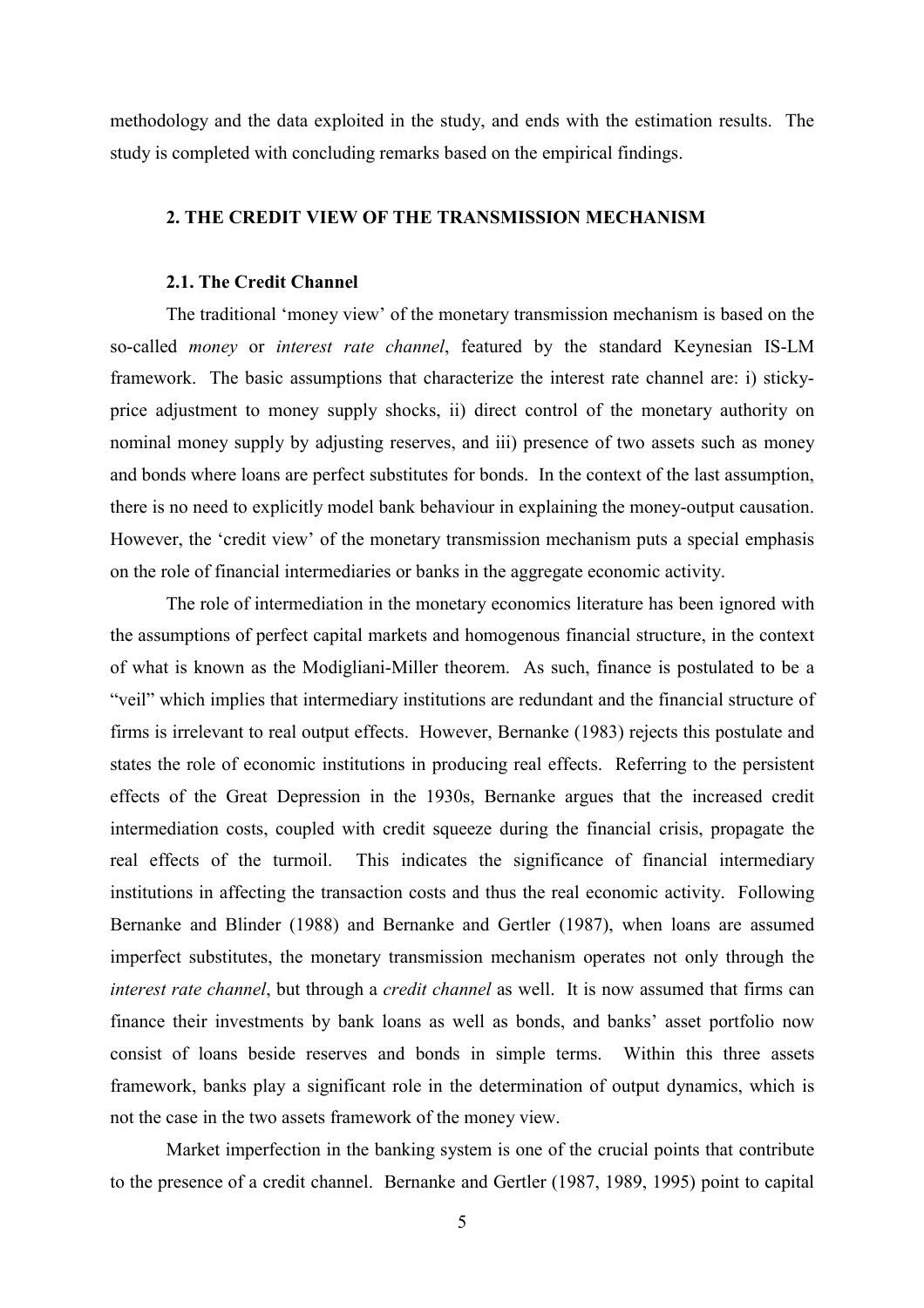methodology and the data exploited in the study, and ends with the estimation results. The study is completed with concluding remarks based on the empirical findings.

## 2. THE CREDIT VIEW OF THE TRANSMISSION MECHANISM

### 2.1. The Credit Channel

The traditional 'money view' of the monetary transmission mechanism is based on the so-called *money* or *interest rate channel*, featured by the standard Keynesian IS-LM framework. The basic assumptions that characterize the interest rate channel are: i) sticky-price adjustment to money supply shocks, ii) direct control of the monetary authority on nominal money supply by adjusting reserves, and iii) presence of two assets such as money and bonds where loans are perfect substitutes for bonds. In the context of the last assumption, there is no need to explicitly model bank behaviour in explaining the money-output causation. However, the 'credit view' of the monetary transmission mechanism puts a special emphasis on the role of financial intermediaries or banks in the aggregate economic activity.

The role of intermediation in the monetary economics literature has been ignored with the assumptions of perfect capital markets and homogenous financial structure, in the context of what is known as the Modigliani-Miller theorem. As such, finance is postulated to be a "veil" which implies that intermediary institutions are redundant and the financial structure of firms is irrelevant to real output effects. However, Bernanke (1983) rejects this postulate and states the role of economic institutions in producing real effects. Referring to the persistent effects of the Great Depression in the 1930s, Bernanke argues that the increased credit intermediation costs, coupled with credit squeeze during the financial crisis, propagate the real effects of the turmoil. This indicates the significance of financial intermediary institutions in affecting the transaction costs and thus the real economic activity. Following Bernanke and Blinder (1988) and Bernanke and Gertler (1987), when loans are assumed imperfect substitutes, the monetary transmission mechanism operates not only through the *interest rate channel*, but through a *credit channel* as well. It is now assumed that firms can finance their investments by bank loans as well as bonds, and banks' asset portfolio now consist of loans beside reserves and bonds in simple terms. Within this three assets framework, banks play a significant role in the determination of output dynamics, which is not the case in the two assets framework of the money view.

Market imperfection in the banking system is one of the crucial points that contribute to the presence of a credit channel. Bernanke and Gertler (1987, 1989, 1995) point to capital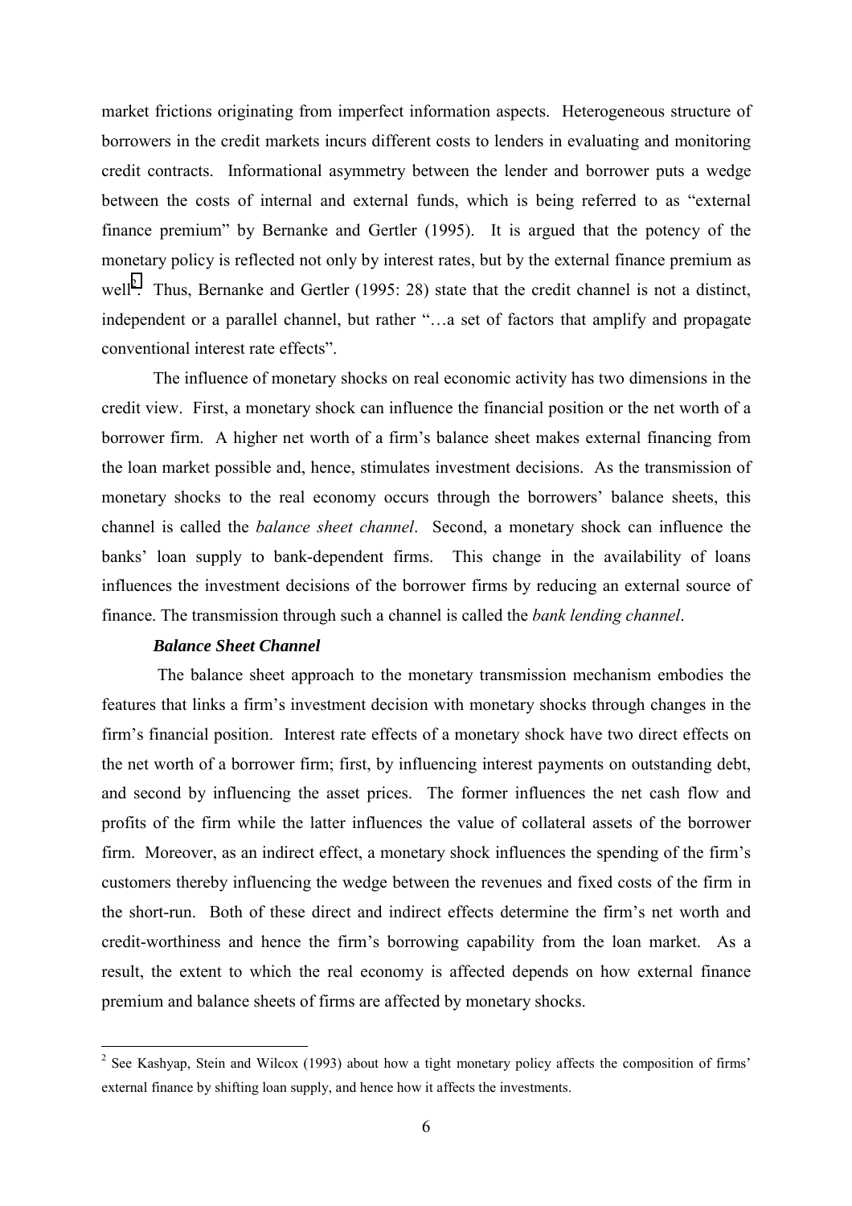market frictions originating from imperfect information aspects. Heterogeneous structure of borrowers in the credit markets incurs different costs to lenders in evaluating and monitoring credit contracts. Informational asymmetry between the lender and borrower puts a wedge between the costs of internal and external funds, which is being referred to as "external finance premium" by Bernanke and Gertler (1995). It is argued that the potency of the monetary policy is reflected not only by interest rates, but by the external finance premium as well[2]. Thus, Bernanke and Gertler (1995: 28) state that the credit channel is not a distinct, independent or a parallel channel, but rather "…a set of factors that amplify and propagate conventional interest rate effects".

The influence of monetary shocks on real economic activity has two dimensions in the credit view. First, a monetary shock can influence the financial position or the net worth of a borrower firm. A higher net worth of a firm's balance sheet makes external financing from the loan market possible and, hence, stimulates investment decisions. As the transmission of monetary shocks to the real economy occurs through the borrowers' balance sheets, this channel is called the *balance sheet channel*. Second, a monetary shock can influence the banks' loan supply to bank-dependent firms. This change in the availability of loans influences the investment decisions of the borrower firms by reducing an external source of finance. The transmission through such a channel is called the *bank lending channel*.

***Balance Sheet Channel***

The balance sheet approach to the monetary transmission mechanism embodies the features that links a firm's investment decision with monetary shocks through changes in the firm's financial position. Interest rate effects of a monetary shock have two direct effects on the net worth of a borrower firm; first, by influencing interest payments on outstanding debt, and second by influencing the asset prices. The former influences the net cash flow and profits of the firm while the latter influences the value of collateral assets of the borrower firm. Moreover, as an indirect effect, a monetary shock influences the spending of the firm's customers thereby influencing the wedge between the revenues and fixed costs of the firm in the short-run. Both of these direct and indirect effects determine the firm's net worth and credit-worthiness and hence the firm's borrowing capability from the loan market. As a result, the extent to which the real economy is affected depends on how external finance premium and balance sheets of firms are affected by monetary shocks.

[2] See Kashyap, Stein and Wilcox (1993) about how a tight monetary policy affects the composition of firms' external finance by shifting loan supply, and hence how it affects the investments.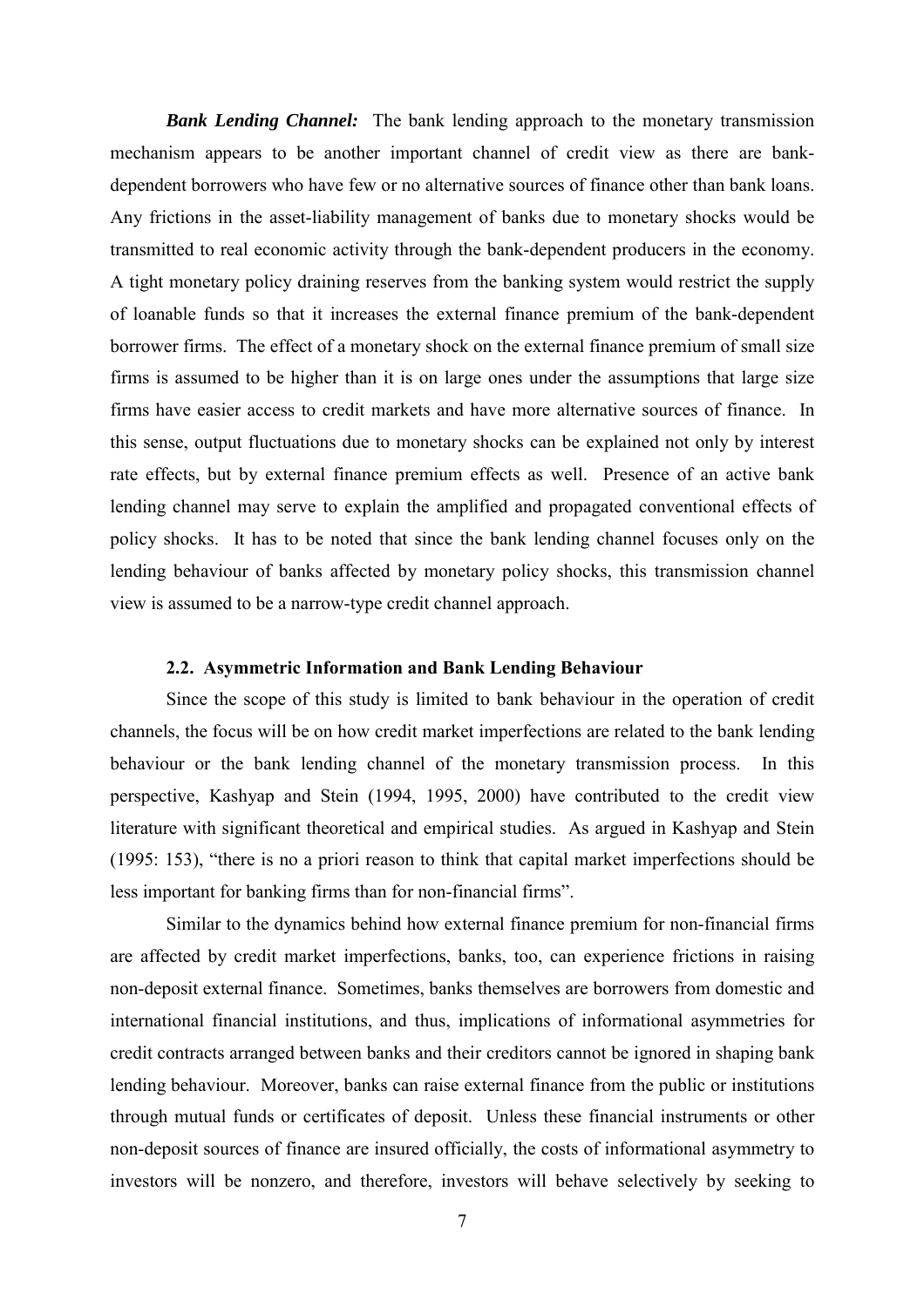***Bank Lending Channel:*** The bank lending approach to the monetary transmission mechanism appears to be another important channel of credit view as there are bank-dependent borrowers who have few or no alternative sources of finance other than bank loans. Any frictions in the asset-liability management of banks due to monetary shocks would be transmitted to real economic activity through the bank-dependent producers in the economy. A tight monetary policy draining reserves from the banking system would restrict the supply of loanable funds so that it increases the external finance premium of the bank-dependent borrower firms. The effect of a monetary shock on the external finance premium of small size firms is assumed to be higher than it is on large ones under the assumptions that large size firms have easier access to credit markets and have more alternative sources of finance. In this sense, output fluctuations due to monetary shocks can be explained not only by interest rate effects, but by external finance premium effects as well. Presence of an active bank lending channel may serve to explain the amplified and propagated conventional effects of policy shocks. It has to be noted that since the bank lending channel focuses only on the lending behaviour of banks affected by monetary policy shocks, this transmission channel view is assumed to be a narrow-type credit channel approach.

### 2.2. Asymmetric Information and Bank Lending Behaviour

Since the scope of this study is limited to bank behaviour in the operation of credit channels, the focus will be on how credit market imperfections are related to the bank lending behaviour or the bank lending channel of the monetary transmission process. In this perspective, Kashyap and Stein (1994, 1995, 2000) have contributed to the credit view literature with significant theoretical and empirical studies. As argued in Kashyap and Stein (1995: 153), "there is no a priori reason to think that capital market imperfections should be less important for banking firms than for non-financial firms".

Similar to the dynamics behind how external finance premium for non-financial firms are affected by credit market imperfections, banks, too, can experience frictions in raising non-deposit external finance. Sometimes, banks themselves are borrowers from domestic and international financial institutions, and thus, implications of informational asymmetries for credit contracts arranged between banks and their creditors cannot be ignored in shaping bank lending behaviour. Moreover, banks can raise external finance from the public or institutions through mutual funds or certificates of deposit. Unless these financial instruments or other non-deposit sources of finance are insured officially, the costs of informational asymmetry to investors will be nonzero, and therefore, investors will behave selectively by seeking to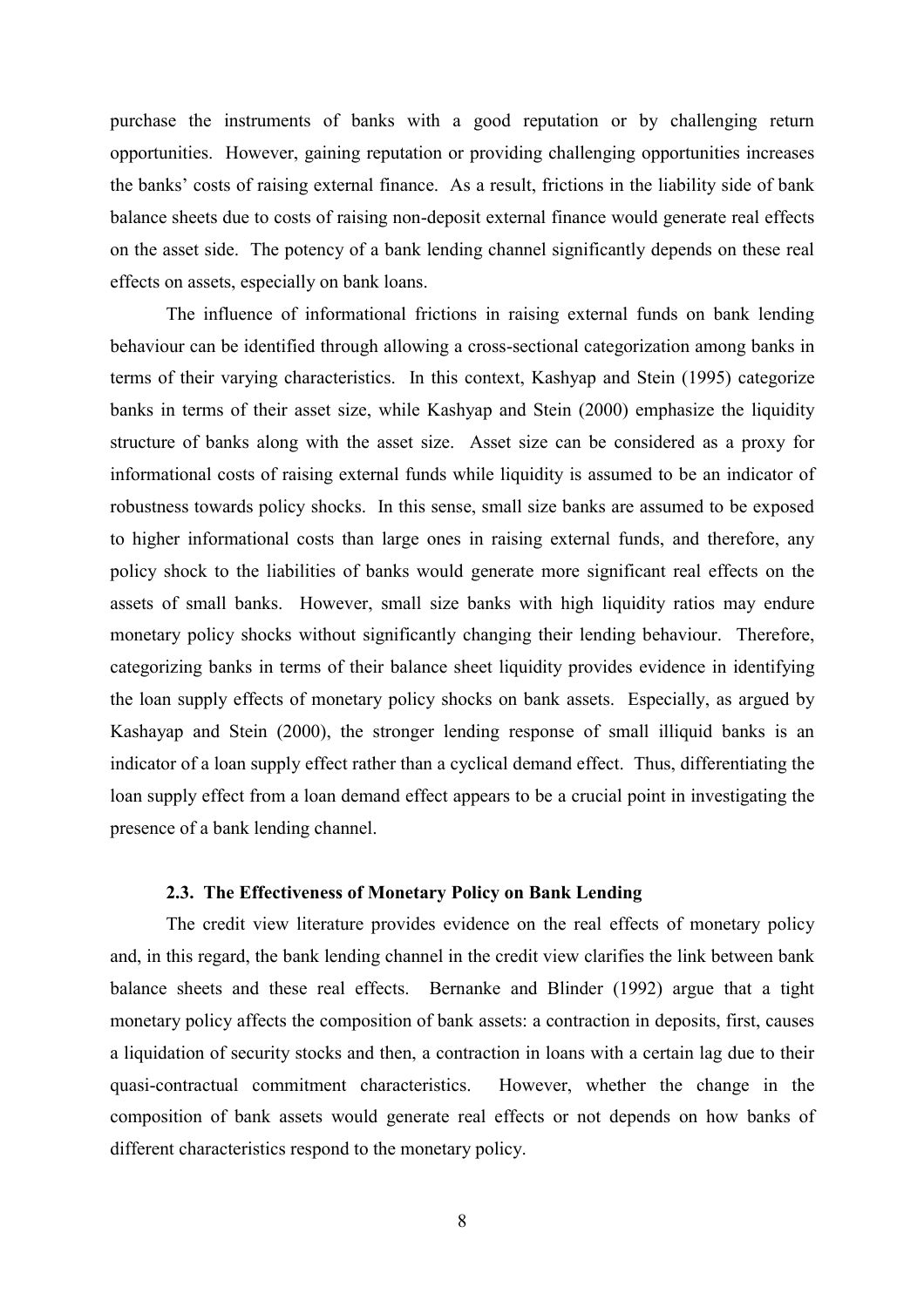purchase the instruments of banks with a good reputation or by challenging return opportunities. However, gaining reputation or providing challenging opportunities increases the banks' costs of raising external finance. As a result, frictions in the liability side of bank balance sheets due to costs of raising non-deposit external finance would generate real effects on the asset side. The potency of a bank lending channel significantly depends on these real effects on assets, especially on bank loans.

The influence of informational frictions in raising external funds on bank lending behaviour can be identified through allowing a cross-sectional categorization among banks in terms of their varying characteristics. In this context, Kashyap and Stein (1995) categorize banks in terms of their asset size, while Kashyap and Stein (2000) emphasize the liquidity structure of banks along with the asset size. Asset size can be considered as a proxy for informational costs of raising external funds while liquidity is assumed to be an indicator of robustness towards policy shocks. In this sense, small size banks are assumed to be exposed to higher informational costs than large ones in raising external funds, and therefore, any policy shock to the liabilities of banks would generate more significant real effects on the assets of small banks. However, small size banks with high liquidity ratios may endure monetary policy shocks without significantly changing their lending behaviour. Therefore, categorizing banks in terms of their balance sheet liquidity provides evidence in identifying the loan supply effects of monetary policy shocks on bank assets. Especially, as argued by Kashayap and Stein (2000), the stronger lending response of small illiquid banks is an indicator of a loan supply effect rather than a cyclical demand effect. Thus, differentiating the loan supply effect from a loan demand effect appears to be a crucial point in investigating the presence of a bank lending channel.

### 2.3. The Effectiveness of Monetary Policy on Bank Lending

The credit view literature provides evidence on the real effects of monetary policy and, in this regard, the bank lending channel in the credit view clarifies the link between bank balance sheets and these real effects. Bernanke and Blinder (1992) argue that a tight monetary policy affects the composition of bank assets: a contraction in deposits, first, causes a liquidation of security stocks and then, a contraction in loans with a certain lag due to their quasi-contractual commitment characteristics. However, whether the change in the composition of bank assets would generate real effects or not depends on how banks of different characteristics respond to the monetary policy.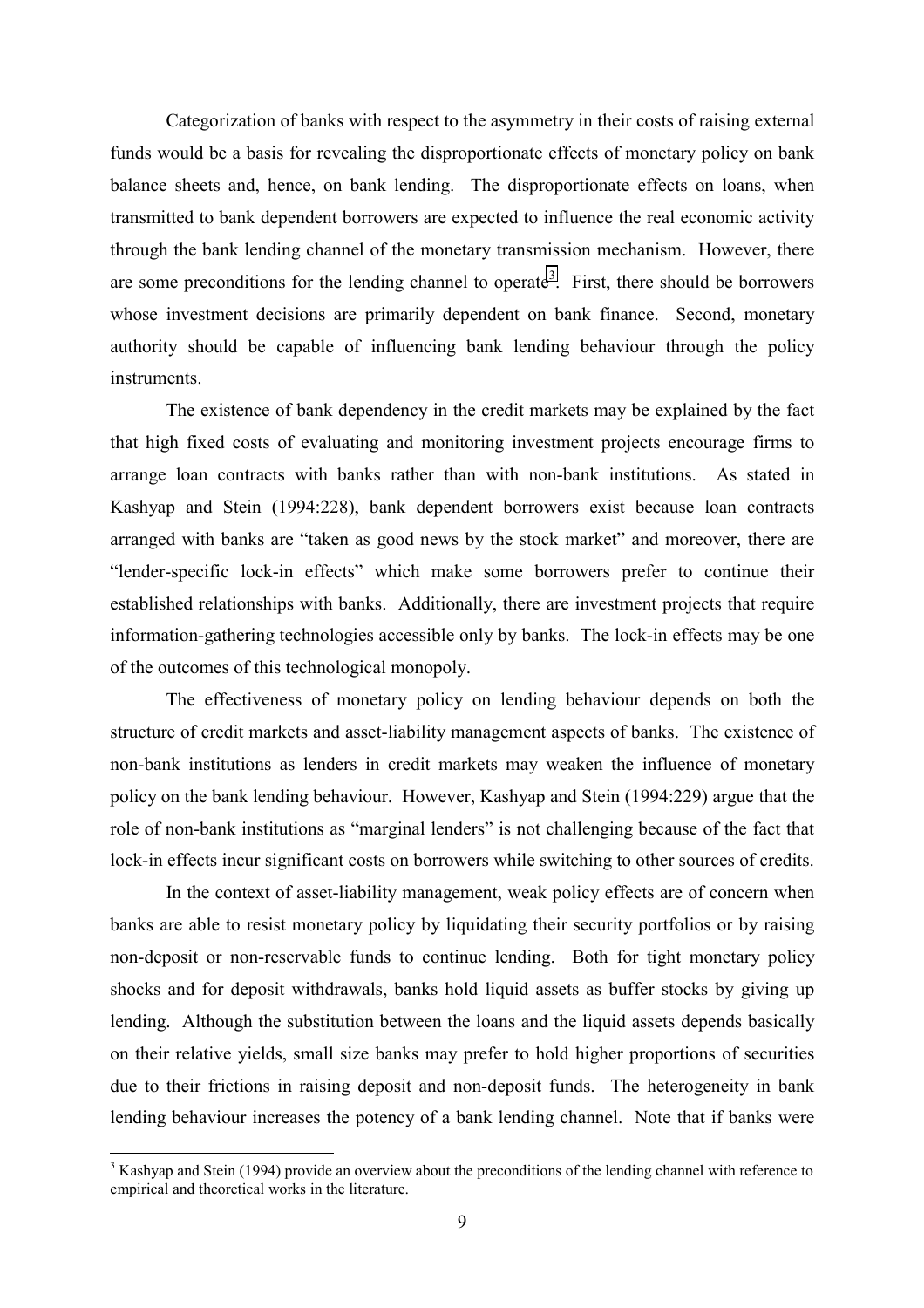Categorization of banks with respect to the asymmetry in their costs of raising external funds would be a basis for revealing the disproportionate effects of monetary policy on bank balance sheets and, hence, on bank lending. The disproportionate effects on loans, when transmitted to bank dependent borrowers are expected to influence the real economic activity through the bank lending channel of the monetary transmission mechanism. However, there are some preconditions for the lending channel to operate[3]. First, there should be borrowers whose investment decisions are primarily dependent on bank finance. Second, monetary authority should be capable of influencing bank lending behaviour through the policy instruments.

The existence of bank dependency in the credit markets may be explained by the fact that high fixed costs of evaluating and monitoring investment projects encourage firms to arrange loan contracts with banks rather than with non-bank institutions. As stated in Kashyap and Stein (1994:228), bank dependent borrowers exist because loan contracts arranged with banks are "taken as good news by the stock market" and moreover, there are "lender-specific lock-in effects" which make some borrowers prefer to continue their established relationships with banks. Additionally, there are investment projects that require information-gathering technologies accessible only by banks. The lock-in effects may be one of the outcomes of this technological monopoly.

The effectiveness of monetary policy on lending behaviour depends on both the structure of credit markets and asset-liability management aspects of banks. The existence of non-bank institutions as lenders in credit markets may weaken the influence of monetary policy on the bank lending behaviour. However, Kashyap and Stein (1994:229) argue that the role of non-bank institutions as "marginal lenders" is not challenging because of the fact that lock-in effects incur significant costs on borrowers while switching to other sources of credits.

In the context of asset-liability management, weak policy effects are of concern when banks are able to resist monetary policy by liquidating their security portfolios or by raising non-deposit or non-reservable funds to continue lending. Both for tight monetary policy shocks and for deposit withdrawals, banks hold liquid assets as buffer stocks by giving up lending. Although the substitution between the loans and the liquid assets depends basically on their relative yields, small size banks may prefer to hold higher proportions of securities due to their frictions in raising deposit and non-deposit funds. The heterogeneity in bank lending behaviour increases the potency of a bank lending channel. Note that if banks were

[3] Kashyap and Stein (1994) provide an overview about the preconditions of the lending channel with reference to empirical and theoretical works in the literature.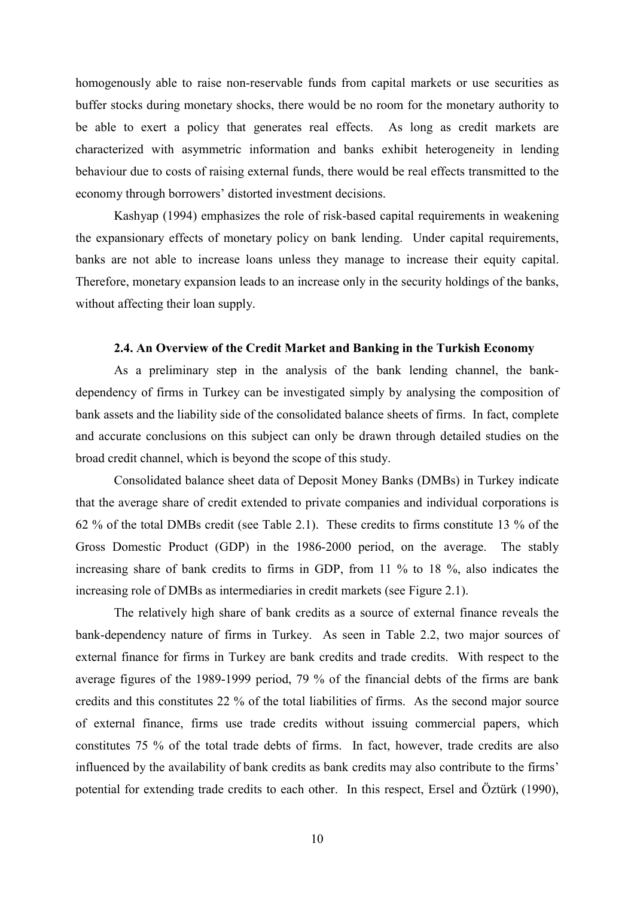homogenously able to raise non-reservable funds from capital markets or use securities as buffer stocks during monetary shocks, there would be no room for the monetary authority to be able to exert a policy that generates real effects. As long as credit markets are characterized with asymmetric information and banks exhibit heterogeneity in lending behaviour due to costs of raising external funds, there would be real effects transmitted to the economy through borrowers' distorted investment decisions.

Kashyap (1994) emphasizes the role of risk-based capital requirements in weakening the expansionary effects of monetary policy on bank lending. Under capital requirements, banks are not able to increase loans unless they manage to increase their equity capital. Therefore, monetary expansion leads to an increase only in the security holdings of the banks, without affecting their loan supply.

### 2.4. An Overview of the Credit Market and Banking in the Turkish Economy

As a preliminary step in the analysis of the bank lending channel, the bank-dependency of firms in Turkey can be investigated simply by analysing the composition of bank assets and the liability side of the consolidated balance sheets of firms. In fact, complete and accurate conclusions on this subject can only be drawn through detailed studies on the broad credit channel, which is beyond the scope of this study.

Consolidated balance sheet data of Deposit Money Banks (DMBs) in Turkey indicate that the average share of credit extended to private companies and individual corporations is 62 % of the total DMBs credit (see Table 2.1). These credits to firms constitute 13 % of the Gross Domestic Product (GDP) in the 1986-2000 period, on the average. The stably increasing share of bank credits to firms in GDP, from 11 % to 18 %, also indicates the increasing role of DMBs as intermediaries in credit markets (see Figure 2.1).

The relatively high share of bank credits as a source of external finance reveals the bank-dependency nature of firms in Turkey. As seen in Table 2.2, two major sources of external finance for firms in Turkey are bank credits and trade credits. With respect to the average figures of the 1989-1999 period, 79 % of the financial debts of the firms are bank credits and this constitutes 22 % of the total liabilities of firms. As the second major source of external finance, firms use trade credits without issuing commercial papers, which constitutes 75 % of the total trade debts of firms. In fact, however, trade credits are also influenced by the availability of bank credits as bank credits may also contribute to the firms' potential for extending trade credits to each other. In this respect, Ersel and Öztürk (1990),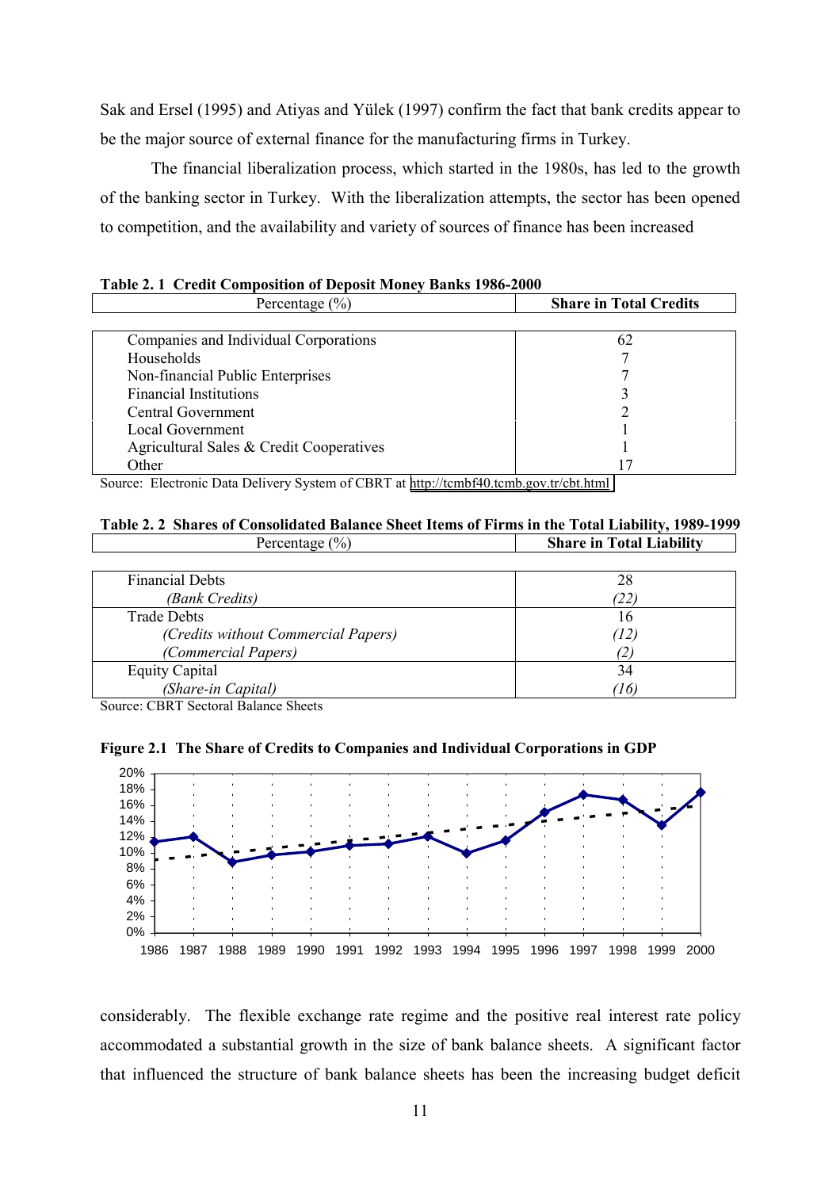Sak and Ersel (1995) and Atiyas and Yülek (1997) confirm the fact that bank credits appear to be the major source of external finance for the manufacturing firms in Turkey.

The financial liberalization process, which started in the 1980s, has led to the growth of the banking sector in Turkey. With the liberalization attempts, the sector has been opened to competition, and the availability and variety of sources of finance has been increased

**Table 2. 1 Credit Composition of Deposit Money Banks 1986-2000**

| Percentage (%) | **Share in Total Credits** |
|---|---|
| Companies and Individual Corporations | 62 |
| Households | 7 |
| Non-financial Public Enterprises | 7 |
| Financial Institutions | 3 |
| Central Government | 2 |
| Local Government | 1 |
| Agricultural Sales & Credit Cooperatives | 1 |
| Other | 17 |

Source: Electronic Data Delivery System of CBRT at http://tcmbf40.tcmb.gov.tr/cbt.html

**Table 2. 2 Shares of Consolidated Balance Sheet Items of Firms in the Total Liability, 1989-1999**

| Percentage (%) | **Share in Total Liability** |
|---|---|
| Financial Debts | 28 |
| *(Bank Credits)* | *(22)* |
| Trade Debts | 16 |
| *(Credits without Commercial Papers)* | *(12)* |
| *(Commercial Papers)* | *(2)* |
| Equity Capital | 34 |
| *(Share-in Capital)* | *(16)* |

Source: CBRT Sectoral Balance Sheets

**Figure 2.1 The Share of Credits to Companies and Individual Corporations in GDP**

considerably. The flexible exchange rate regime and the positive real interest rate policy accommodated a substantial growth in the size of bank balance sheets. A significant factor that influenced the structure of bank balance sheets has been the increasing budget deficit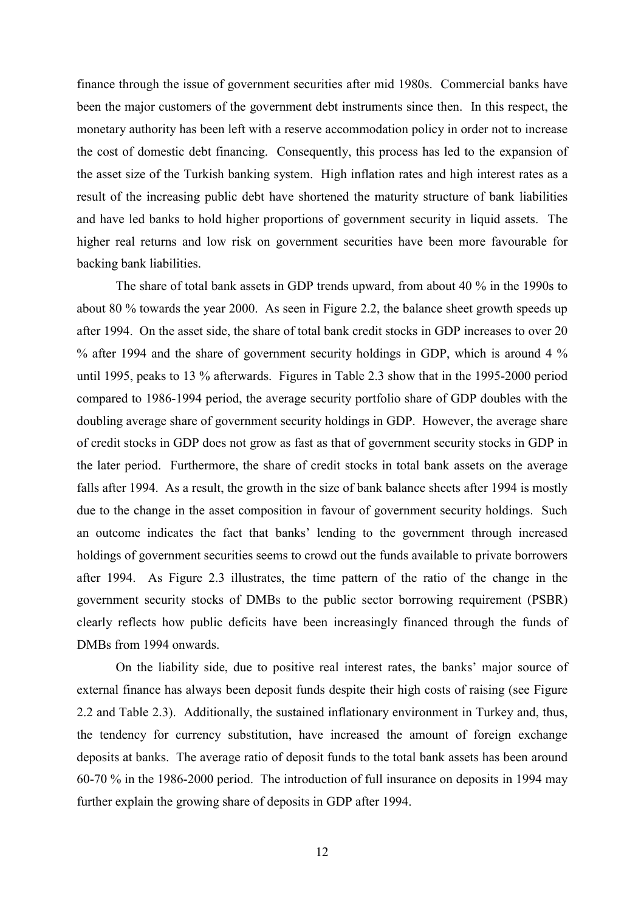finance through the issue of government securities after mid 1980s. Commercial banks have been the major customers of the government debt instruments since then. In this respect, the monetary authority has been left with a reserve accommodation policy in order not to increase the cost of domestic debt financing. Consequently, this process has led to the expansion of the asset size of the Turkish banking system. High inflation rates and high interest rates as a result of the increasing public debt have shortened the maturity structure of bank liabilities and have led banks to hold higher proportions of government security in liquid assets. The higher real returns and low risk on government securities have been more favourable for backing bank liabilities.

The share of total bank assets in GDP trends upward, from about 40 % in the 1990s to about 80 % towards the year 2000. As seen in Figure 2.2, the balance sheet growth speeds up after 1994. On the asset side, the share of total bank credit stocks in GDP increases to over 20 % after 1994 and the share of government security holdings in GDP, which is around 4 % until 1995, peaks to 13 % afterwards. Figures in Table 2.3 show that in the 1995-2000 period compared to 1986-1994 period, the average security portfolio share of GDP doubles with the doubling average share of government security holdings in GDP. However, the average share of credit stocks in GDP does not grow as fast as that of government security stocks in GDP in the later period. Furthermore, the share of credit stocks in total bank assets on the average falls after 1994. As a result, the growth in the size of bank balance sheets after 1994 is mostly due to the change in the asset composition in favour of government security holdings. Such an outcome indicates the fact that banks' lending to the government through increased holdings of government securities seems to crowd out the funds available to private borrowers after 1994. As Figure 2.3 illustrates, the time pattern of the ratio of the change in the government security stocks of DMBs to the public sector borrowing requirement (PSBR) clearly reflects how public deficits have been increasingly financed through the funds of DMBs from 1994 onwards.

On the liability side, due to positive real interest rates, the banks' major source of external finance has always been deposit funds despite their high costs of raising (see Figure 2.2 and Table 2.3). Additionally, the sustained inflationary environment in Turkey and, thus, the tendency for currency substitution, have increased the amount of foreign exchange deposits at banks. The average ratio of deposit funds to the total bank assets has been around 60-70 % in the 1986-2000 period. The introduction of full insurance on deposits in 1994 may further explain the growing share of deposits in GDP after 1994.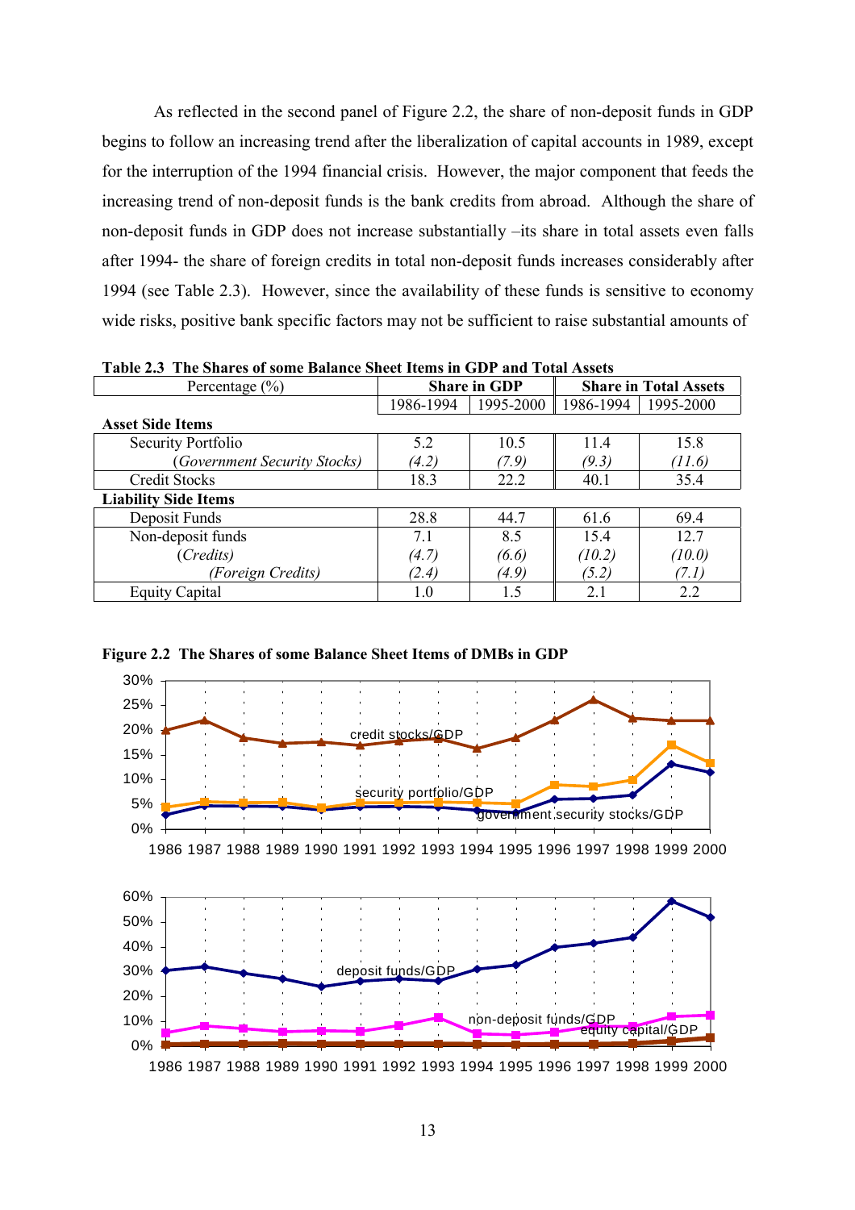As reflected in the second panel of Figure 2.2, the share of non-deposit funds in GDP begins to follow an increasing trend after the liberalization of capital accounts in 1989, except for the interruption of the 1994 financial crisis. However, the major component that feeds the increasing trend of non-deposit funds is the bank credits from abroad. Although the share of non-deposit funds in GDP does not increase substantially –its share in total assets even falls after 1994- the share of foreign credits in total non-deposit funds increases considerably after 1994 (see Table 2.3). However, since the availability of these funds is sensitive to economy wide risks, positive bank specific factors may not be sufficient to raise substantial amounts of

**Table 2.3 The Shares of some Balance Sheet Items in GDP and Total Assets**

| Percentage (%) | Share in GDP | | Share in Total Assets | |
|---|---|---|---|---|
| | 1986-1994 | 1995-2000 | 1986-1994 | 1995-2000 |
| **Asset Side Items** | | | | |
| Security Portfolio | 5.2 | 10.5 | 11.4 | 15.8 |
| *(Government Security Stocks)* | *(4.2)* | *(7.9)* | *(9.3)* | *(11.6)* |
| Credit Stocks | 18.3 | 22.2 | 40.1 | 35.4 |
| **Liability Side Items** | | | | |
| Deposit Funds | 28.8 | 44.7 | 61.6 | 69.4 |
| Non-deposit funds | 7.1 | 8.5 | 15.4 | 12.7 |
| *(Credits)* | *(4.7)* | *(6.6)* | *(10.2)* | *(10.0)* |
| *(Foreign Credits)* | *(2.4)* | *(4.9)* | *(5.2)* | *(7.1)* |
| Equity Capital | 1.0 | 1.5 | 2.1 | 2.2 |

**Figure 2.2 The Shares of some Balance Sheet Items of DMBs in GDP**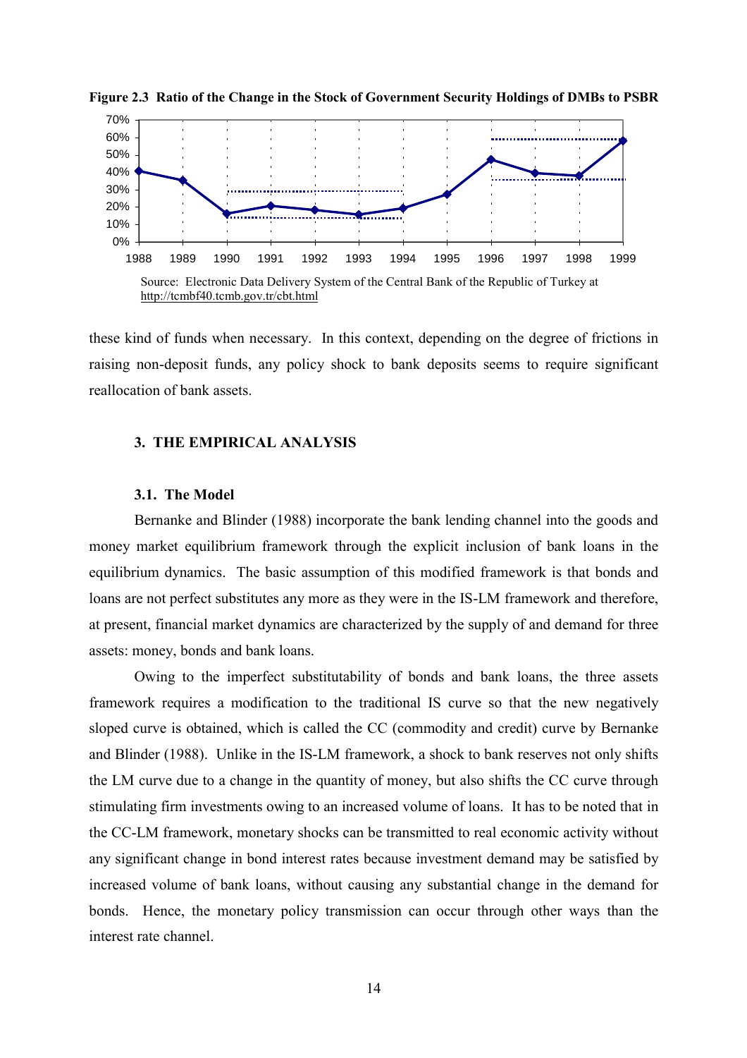**Figure 2.3 Ratio of the Change in the Stock of Government Security Holdings of DMBs to PSBR**

Source: Electronic Data Delivery System of the Central Bank of the Republic of Turkey at http://tcmbf40.tcmb.gov.tr/cbt.html

these kind of funds when necessary. In this context, depending on the degree of frictions in raising non-deposit funds, any policy shock to bank deposits seems to require significant reallocation of bank assets.

## 3. THE EMPIRICAL ANALYSIS

### 3.1. The Model

Bernanke and Blinder (1988) incorporate the bank lending channel into the goods and money market equilibrium framework through the explicit inclusion of bank loans in the equilibrium dynamics. The basic assumption of this modified framework is that bonds and loans are not perfect substitutes any more as they were in the IS-LM framework and therefore, at present, financial market dynamics are characterized by the supply of and demand for three assets: money, bonds and bank loans.

Owing to the imperfect substitutability of bonds and bank loans, the three assets framework requires a modification to the traditional IS curve so that the new negatively sloped curve is obtained, which is called the CC (commodity and credit) curve by Bernanke and Blinder (1988). Unlike in the IS-LM framework, a shock to bank reserves not only shifts the LM curve due to a change in the quantity of money, but also shifts the CC curve through stimulating firm investments owing to an increased volume of loans. It has to be noted that in the CC-LM framework, monetary shocks can be transmitted to real economic activity without any significant change in bond interest rates because investment demand may be satisfied by increased volume of bank loans, without causing any substantial change in the demand for bonds. Hence, the monetary policy transmission can occur through other ways than the interest rate channel.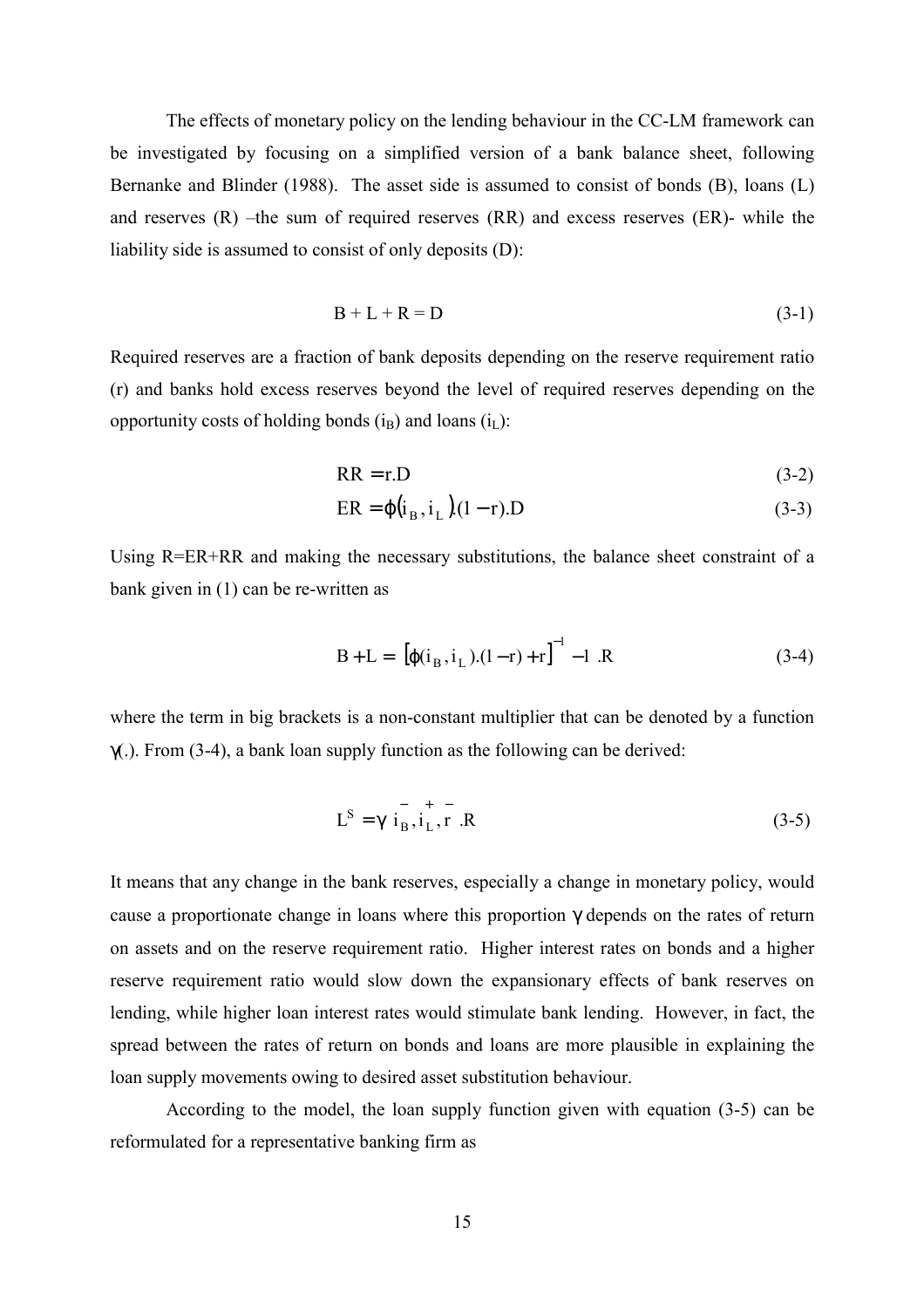The effects of monetary policy on the lending behaviour in the CC-LM framework can be investigated by focusing on a simplified version of a bank balance sheet, following Bernanke and Blinder (1988). The asset side is assumed to consist of bonds (B), loans (L) and reserves (R) –the sum of required reserves (RR) and excess reserves (ER)- while the liability side is assumed to consist of only deposits (D):

$$B + L + R = D \tag{3-1}$$

Required reserves are a fraction of bank deposits depending on the reserve requirement ratio (r) and banks hold excess reserves beyond the level of required reserves depending on the opportunity costs of holding bonds ($i_B$) and loans ($i_L$):

$$RR = r.D \tag{3-2}$$

$$ER = \varphi(i_B, i_L).(1-r).D \tag{3-3}$$

Using R=ER+RR and making the necessary substitutions, the balance sheet constraint of a bank given in (1) can be re-written as

$$B + L = \left[\varphi(i_B, i_L).(1-r) + r\right]^{-1} - 1 \; .R \tag{3-4}$$

where the term in big brackets is a non-constant multiplier that can be denoted by a function $\gamma(.)$. From (3-4), a bank loan supply function as the following can be derived:

$$L^S = \gamma\left(\overset{-}{i_B}, \overset{+}{i_L}, \overset{-}{r}\right).R \tag{3-5}$$

It means that any change in the bank reserves, especially a change in monetary policy, would cause a proportionate change in loans where this proportion $\gamma$ depends on the rates of return on assets and on the reserve requirement ratio. Higher interest rates on bonds and a higher reserve requirement ratio would slow down the expansionary effects of bank reserves on lending, while higher loan interest rates would stimulate bank lending. However, in fact, the spread between the rates of return on bonds and loans are more plausible in explaining the loan supply movements owing to desired asset substitution behaviour.

According to the model, the loan supply function given with equation (3-5) can be reformulated for a representative banking firm as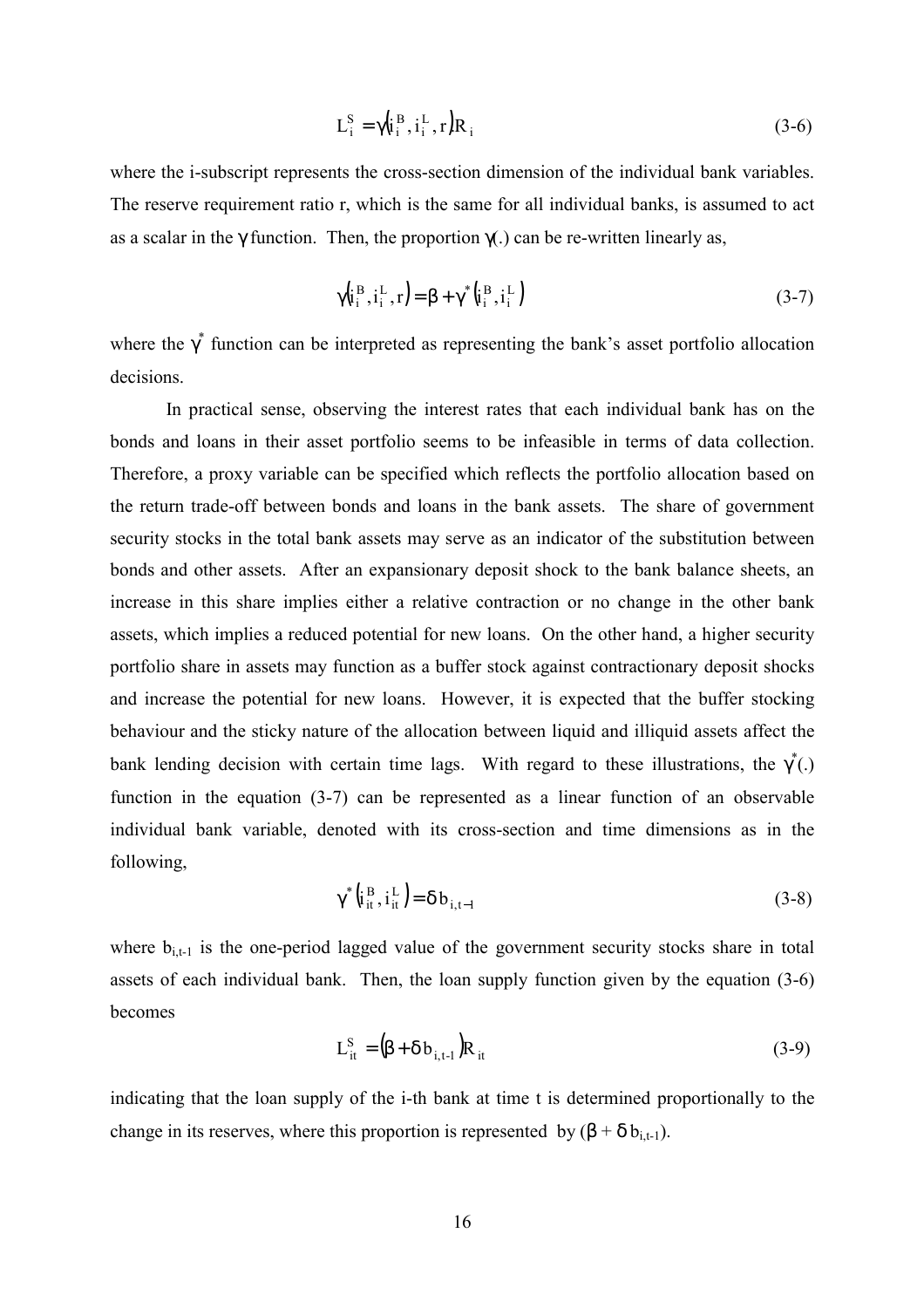$$L_i^S = \gamma\left(i_i^B, i_i^L, r\right) R_i \tag{3-6}$$

where the i-subscript represents the cross-section dimension of the individual bank variables. The reserve requirement ratio r, which is the same for all individual banks, is assumed to act as a scalar in the $\gamma$ function. Then, the proportion $\gamma(.)$ can be re-written linearly as,

$$\gamma\left(i_i^B, i_i^L, r\right) = \beta + \gamma^*\left(i_i^B, i_i^L\right) \tag{3-7}$$

where the $\gamma^*$ function can be interpreted as representing the bank's asset portfolio allocation decisions.

In practical sense, observing the interest rates that each individual bank has on the bonds and loans in their asset portfolio seems to be infeasible in terms of data collection. Therefore, a proxy variable can be specified which reflects the portfolio allocation based on the return trade-off between bonds and loans in the bank assets. The share of government security stocks in the total bank assets may serve as an indicator of the substitution between bonds and other assets. After an expansionary deposit shock to the bank balance sheets, an increase in this share implies either a relative contraction or no change in the other bank assets, which implies a reduced potential for new loans. On the other hand, a higher security portfolio share in assets may function as a buffer stock against contractionary deposit shocks and increase the potential for new loans. However, it is expected that the buffer stocking behaviour and the sticky nature of the allocation between liquid and illiquid assets affect the bank lending decision with certain time lags. With regard to these illustrations, the $\gamma^*(.)$ function in the equation (3-7) can be represented as a linear function of an observable individual bank variable, denoted with its cross-section and time dimensions as in the following,

$$\gamma^*\left(i_{it}^B, i_{it}^L\right) = \delta\, b_{i,t-1} \tag{3-8}$$

where $b_{i,t-1}$ is the one-period lagged value of the government security stocks share in total assets of each individual bank. Then, the loan supply function given by the equation (3-6) becomes

$$L_{it}^S = \left(\beta + \delta\, b_{i,t-1}\right) R_{it} \tag{3-9}$$

indicating that the loan supply of the i-th bank at time t is determined proportionally to the change in its reserves, where this proportion is represented by $(\beta + \delta\, b_{i,t-1})$.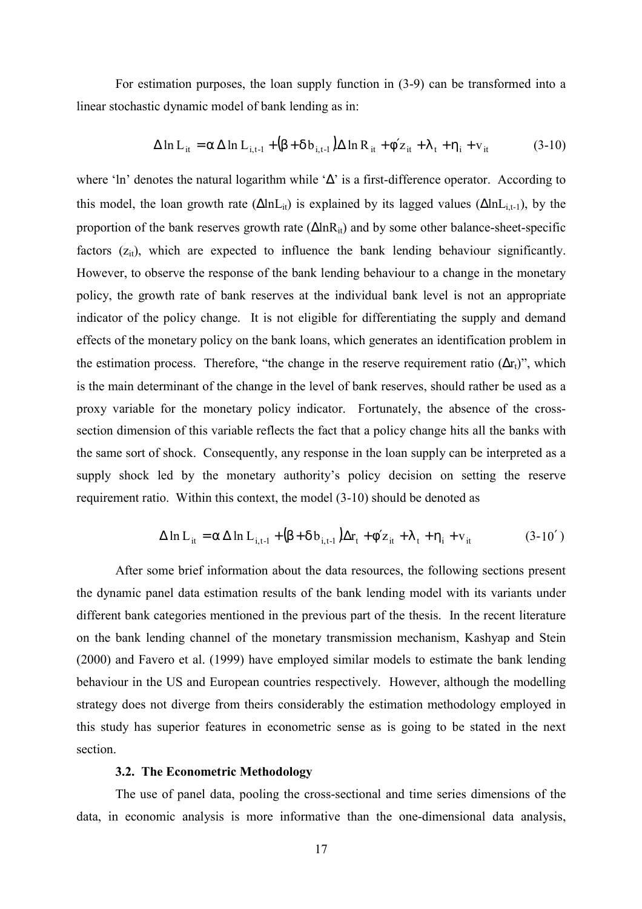For estimation purposes, the loan supply function in (3-9) can be transformed into a linear stochastic dynamic model of bank lending as in:

$$\Delta \ln L_{it} = \alpha \, \Delta \ln L_{i,t-1} + (\beta + \delta \, b_{i,t-1}) \Delta \ln R_{it} + \phi' z_{it} + \lambda_t + \eta_i + v_{it} \qquad (3\text{-}10)$$

where 'ln' denotes the natural logarithm while 'Δ' is a first-difference operator. According to this model, the loan growth rate ($\Delta \ln L_{it}$) is explained by its lagged values ($\Delta \ln L_{i,t-1}$), by the proportion of the bank reserves growth rate ($\Delta \ln R_{it}$) and by some other balance-sheet-specific factors ($z_{it}$), which are expected to influence the bank lending behaviour significantly. However, to observe the response of the bank lending behaviour to a change in the monetary policy, the growth rate of bank reserves at the individual bank level is not an appropriate indicator of the policy change. It is not eligible for differentiating the supply and demand effects of the monetary policy on the bank loans, which generates an identification problem in the estimation process. Therefore, "the change in the reserve requirement ratio ($\Delta r_t$)", which is the main determinant of the change in the level of bank reserves, should rather be used as a proxy variable for the monetary policy indicator. Fortunately, the absence of the cross-section dimension of this variable reflects the fact that a policy change hits all the banks with the same sort of shock. Consequently, any response in the loan supply can be interpreted as a supply shock led by the monetary authority's policy decision on setting the reserve requirement ratio. Within this context, the model (3-10) should be denoted as

$$\Delta \ln L_{it} = \alpha \, \Delta \ln L_{i,t-1} + (\beta + \delta \, b_{i,t-1}) \Delta r_t + \phi' z_{it} + \lambda_t + \eta_i + v_{it} \qquad (3\text{-}10')$$

After some brief information about the data resources, the following sections present the dynamic panel data estimation results of the bank lending model with its variants under different bank categories mentioned in the previous part of the thesis. In the recent literature on the bank lending channel of the monetary transmission mechanism, Kashyap and Stein (2000) and Favero et al. (1999) have employed similar models to estimate the bank lending behaviour in the US and European countries respectively. However, although the modelling strategy does not diverge from theirs considerably the estimation methodology employed in this study has superior features in econometric sense as is going to be stated in the next section.

### 3.2. The Econometric Methodology

The use of panel data, pooling the cross-sectional and time series dimensions of the data, in economic analysis is more informative than the one-dimensional data analysis,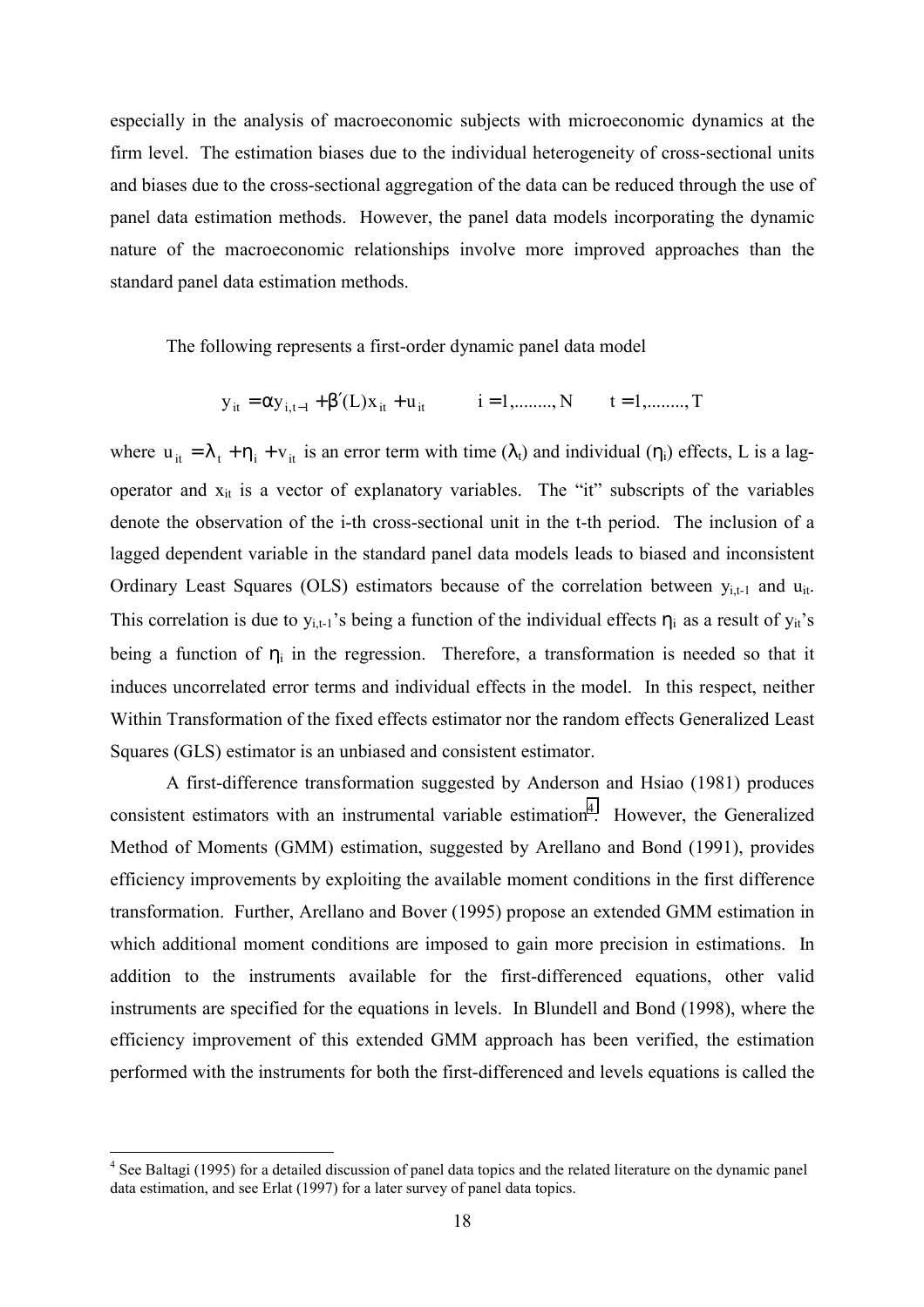especially in the analysis of macroeconomic subjects with microeconomic dynamics at the firm level. The estimation biases due to the individual heterogeneity of cross-sectional units and biases due to the cross-sectional aggregation of the data can be reduced through the use of panel data estimation methods. However, the panel data models incorporating the dynamic nature of the macroeconomic relationships involve more improved approaches than the standard panel data estimation methods.

The following represents a first-order dynamic panel data model

$$y_{it} = \alpha y_{i,t-1} + \beta'(L)x_{it} + u_{it} \qquad i = 1,\ldots\ldots, N \qquad t = 1,\ldots\ldots, T$$

where $u_{it} = \lambda_t + \eta_i + v_{it}$ is an error term with time ($\lambda_t$) and individual ($\eta_i$) effects, L is a lag-operator and $x_{it}$ is a vector of explanatory variables. The "it" subscripts of the variables denote the observation of the i-th cross-sectional unit in the t-th period. The inclusion of a lagged dependent variable in the standard panel data models leads to biased and inconsistent Ordinary Least Squares (OLS) estimators because of the correlation between $y_{i,t-1}$ and $u_{it}$. This correlation is due to $y_{i,t-1}$'s being a function of the individual effects $\eta_i$ as a result of $y_{it}$'s being a function of $\eta_i$ in the regression. Therefore, a transformation is needed so that it induces uncorrelated error terms and individual effects in the model. In this respect, neither Within Transformation of the fixed effects estimator nor the random effects Generalized Least Squares (GLS) estimator is an unbiased and consistent estimator.

A first-difference transformation suggested by Anderson and Hsiao (1981) produces consistent estimators with an instrumental variable estimation[4]. However, the Generalized Method of Moments (GMM) estimation, suggested by Arellano and Bond (1991), provides efficiency improvements by exploiting the available moment conditions in the first difference transformation. Further, Arellano and Bover (1995) propose an extended GMM estimation in which additional moment conditions are imposed to gain more precision in estimations. In addition to the instruments available for the first-differenced equations, other valid instruments are specified for the equations in levels. In Blundell and Bond (1998), where the efficiency improvement of this extended GMM approach has been verified, the estimation performed with the instruments for both the first-differenced and levels equations is called the

[4] See Baltagi (1995) for a detailed discussion of panel data topics and the related literature on the dynamic panel data estimation, and see Erlat (1997) for a later survey of panel data topics.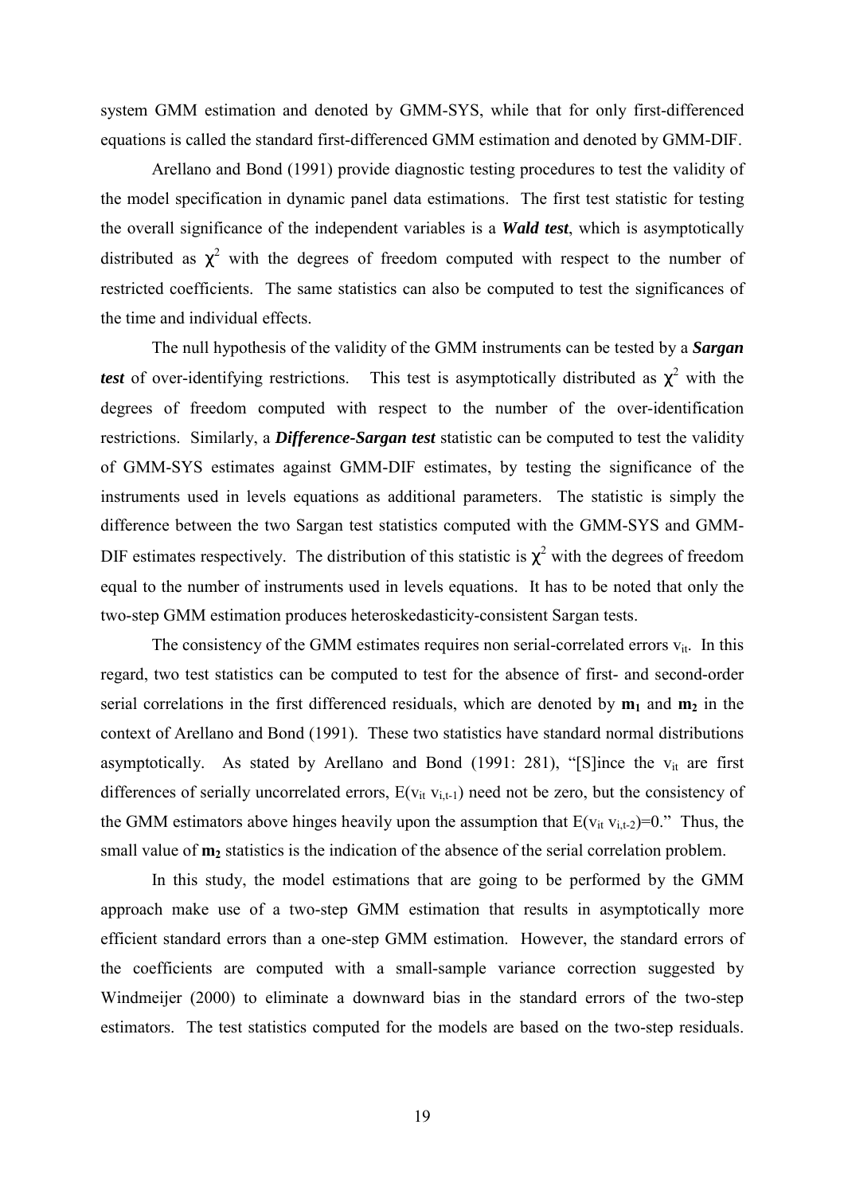system GMM estimation and denoted by GMM-SYS, while that for only first-differenced equations is called the standard first-differenced GMM estimation and denoted by GMM-DIF.

Arellano and Bond (1991) provide diagnostic testing procedures to test the validity of the model specification in dynamic panel data estimations. The first test statistic for testing the overall significance of the independent variables is a ***Wald test***, which is asymptotically distributed as $\chi^2$ with the degrees of freedom computed with respect to the number of restricted coefficients. The same statistics can also be computed to test the significances of the time and individual effects.

The null hypothesis of the validity of the GMM instruments can be tested by a ***Sargan test*** of over-identifying restrictions. This test is asymptotically distributed as $\chi^2$ with the degrees of freedom computed with respect to the number of the over-identification restrictions. Similarly, a ***Difference-Sargan test*** statistic can be computed to test the validity of GMM-SYS estimates against GMM-DIF estimates, by testing the significance of the instruments used in levels equations as additional parameters. The statistic is simply the difference between the two Sargan test statistics computed with the GMM-SYS and GMM-DIF estimates respectively. The distribution of this statistic is $\chi^2$ with the degrees of freedom equal to the number of instruments used in levels equations. It has to be noted that only the two-step GMM estimation produces heteroskedasticity-consistent Sargan tests.

The consistency of the GMM estimates requires non serial-correlated errors $v_{it}$. In this regard, two test statistics can be computed to test for the absence of first- and second-order serial correlations in the first differenced residuals, which are denoted by $\mathbf{m_1}$ and $\mathbf{m_2}$ in the context of Arellano and Bond (1991). These two statistics have standard normal distributions asymptotically. As stated by Arellano and Bond (1991: 281), "[S]ince the $v_{it}$ are first differences of serially uncorrelated errors, $E(v_{it}\, v_{i,t-1})$ need not be zero, but the consistency of the GMM estimators above hinges heavily upon the assumption that $E(v_{it}\, v_{i,t-2})=0$." Thus, the small value of $\mathbf{m_2}$ statistics is the indication of the absence of the serial correlation problem.

In this study, the model estimations that are going to be performed by the GMM approach make use of a two-step GMM estimation that results in asymptotically more efficient standard errors than a one-step GMM estimation. However, the standard errors of the coefficients are computed with a small-sample variance correction suggested by Windmeijer (2000) to eliminate a downward bias in the standard errors of the two-step estimators. The test statistics computed for the models are based on the two-step residuals.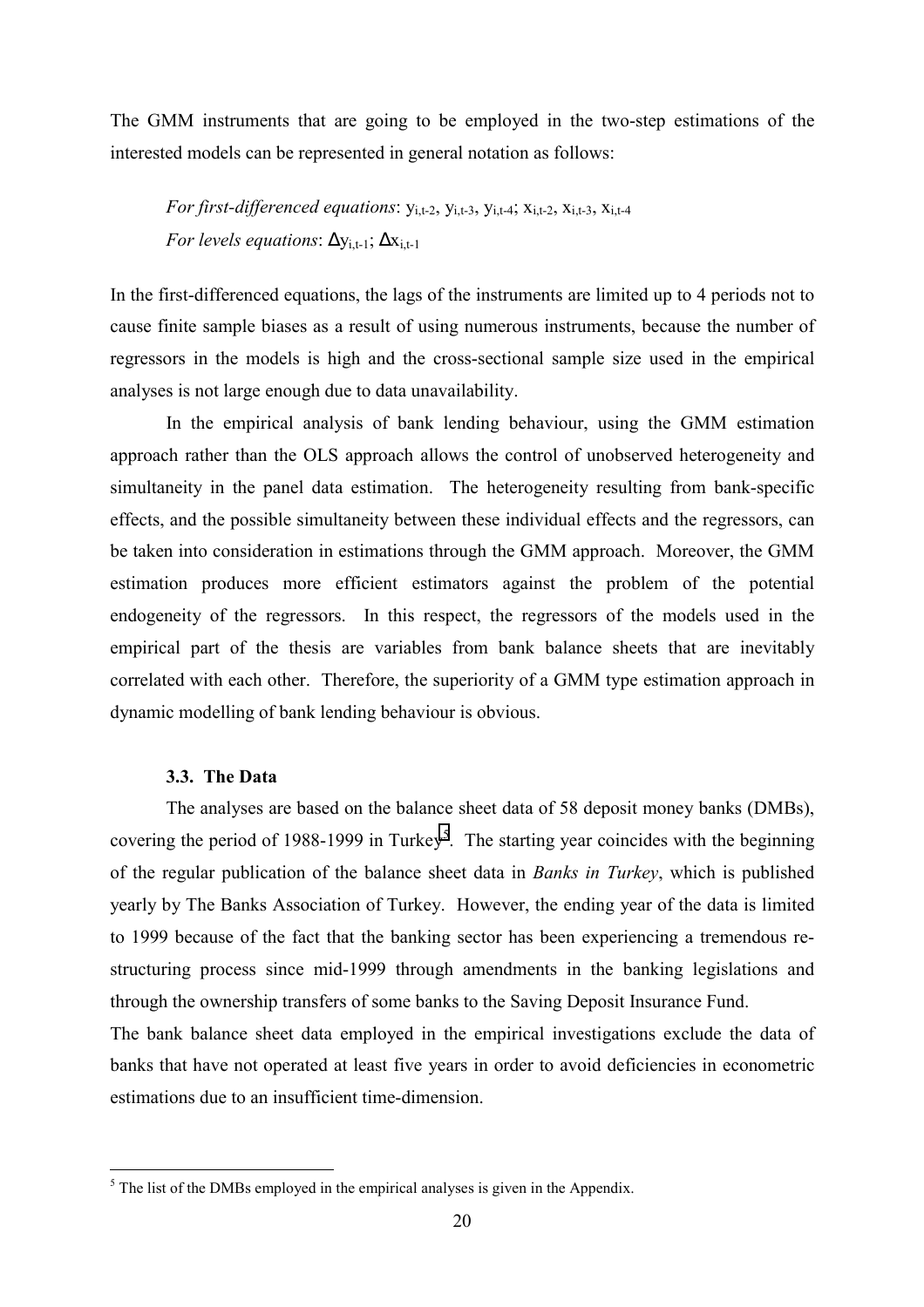The GMM instruments that are going to be employed in the two-step estimations of the interested models can be represented in general notation as follows:

*For first-differenced equations*: $y_{i,t-2}$, $y_{i,t-3}$, $y_{i,t-4}$; $x_{i,t-2}$, $x_{i,t-3}$, $x_{i,t-4}$
*For levels equations*: $\Delta y_{i,t-1}$; $\Delta x_{i,t-1}$

In the first-differenced equations, the lags of the instruments are limited up to 4 periods not to cause finite sample biases as a result of using numerous instruments, because the number of regressors in the models is high and the cross-sectional sample size used in the empirical analyses is not large enough due to data unavailability.

In the empirical analysis of bank lending behaviour, using the GMM estimation approach rather than the OLS approach allows the control of unobserved heterogeneity and simultaneity in the panel data estimation. The heterogeneity resulting from bank-specific effects, and the possible simultaneity between these individual effects and the regressors, can be taken into consideration in estimations through the GMM approach. Moreover, the GMM estimation produces more efficient estimators against the problem of the potential endogeneity of the regressors. In this respect, the regressors of the models used in the empirical part of the thesis are variables from bank balance sheets that are inevitably correlated with each other. Therefore, the superiority of a GMM type estimation approach in dynamic modelling of bank lending behaviour is obvious.

### 3.3. The Data

The analyses are based on the balance sheet data of 58 deposit money banks (DMBs), covering the period of 1988-1999 in Turkey[5]. The starting year coincides with the beginning of the regular publication of the balance sheet data in *Banks in Turkey*, which is published yearly by The Banks Association of Turkey. However, the ending year of the data is limited to 1999 because of the fact that the banking sector has been experiencing a tremendous re-structuring process since mid-1999 through amendments in the banking legislations and through the ownership transfers of some banks to the Saving Deposit Insurance Fund.

The bank balance sheet data employed in the empirical investigations exclude the data of banks that have not operated at least five years in order to avoid deficiencies in econometric estimations due to an insufficient time-dimension.

[5] The list of the DMBs employed in the empirical analyses is given in the Appendix.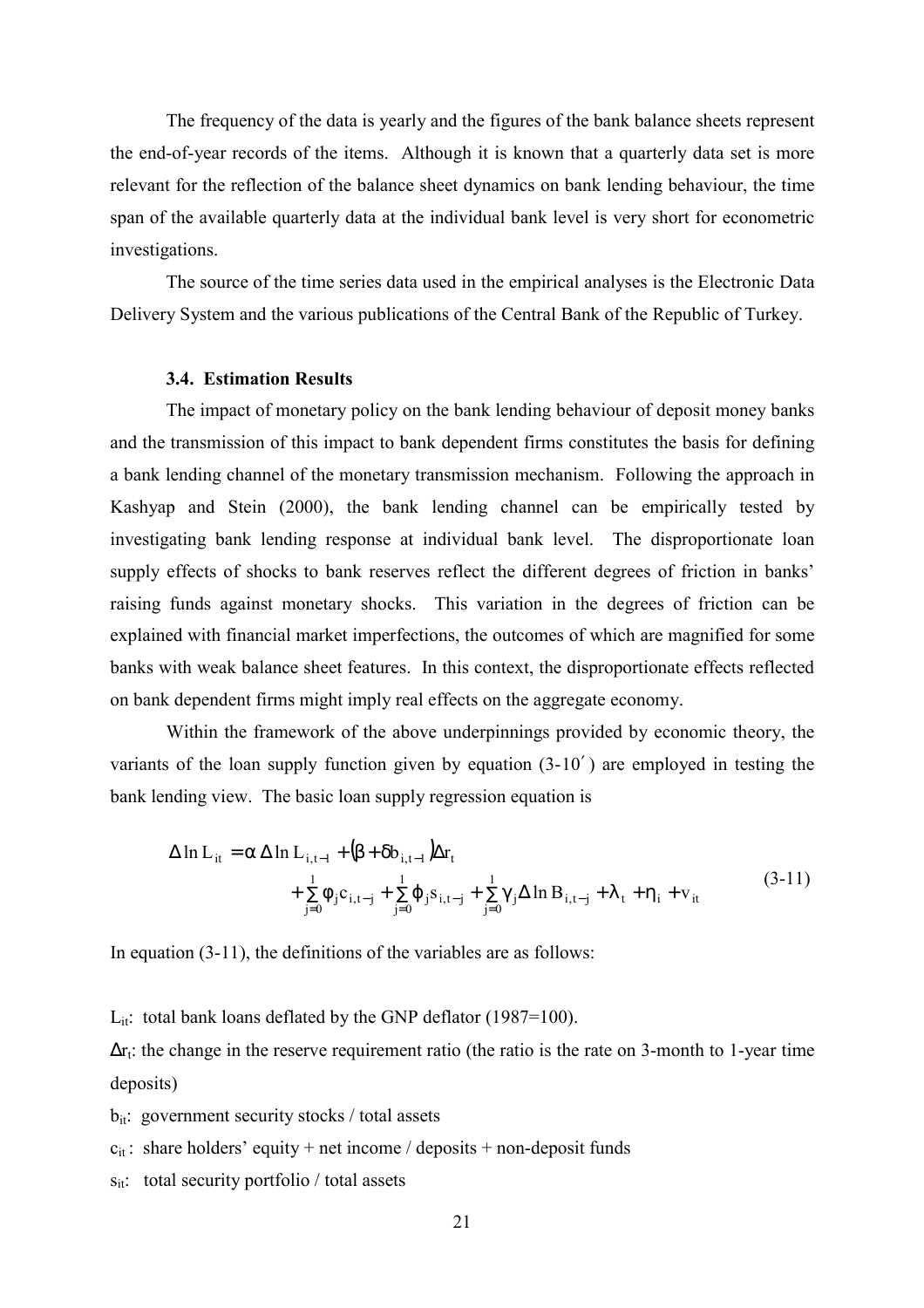The frequency of the data is yearly and the figures of the bank balance sheets represent the end-of-year records of the items. Although it is known that a quarterly data set is more relevant for the reflection of the balance sheet dynamics on bank lending behaviour, the time span of the available quarterly data at the individual bank level is very short for econometric investigations.

The source of the time series data used in the empirical analyses is the Electronic Data Delivery System and the various publications of the Central Bank of the Republic of Turkey.

### 3.4. Estimation Results

The impact of monetary policy on the bank lending behaviour of deposit money banks and the transmission of this impact to bank dependent firms constitutes the basis for defining a bank lending channel of the monetary transmission mechanism. Following the approach in Kashyap and Stein (2000), the bank lending channel can be empirically tested by investigating bank lending response at individual bank level. The disproportionate loan supply effects of shocks to bank reserves reflect the different degrees of friction in banks' raising funds against monetary shocks. This variation in the degrees of friction can be explained with financial market imperfections, the outcomes of which are magnified for some banks with weak balance sheet features. In this context, the disproportionate effects reflected on bank dependent firms might imply real effects on the aggregate economy.

Within the framework of the above underpinnings provided by economic theory, the variants of the loan supply function given by equation (3-10′) are employed in testing the bank lending view. The basic loan supply regression equation is

$$\Delta \ln L_{it} = \alpha\, \Delta \ln L_{i,t-1} + \left(\beta + \delta b_{i,t-1}\right)\Delta r_t + \sum_{j=0}^{1} \phi_j c_{i,t-j} + \sum_{j=0}^{1} \varphi_j s_{i,t-j} + \sum_{j=0}^{1} \gamma_j \Delta \ln B_{i,t-j} + \lambda_t + \eta_i + v_{it} \tag{3-11}$$

In equation (3-11), the definitions of the variables are as follows:

$L_{it}$: total bank loans deflated by the GNP deflator (1987=100).

$\Delta r_t$: the change in the reserve requirement ratio (the ratio is the rate on 3-month to 1-year time deposits)

$b_{it}$: government security stocks / total assets

$c_{it}$: share holders' equity + net income / deposits + non-deposit funds

$s_{it}$: total security portfolio / total assets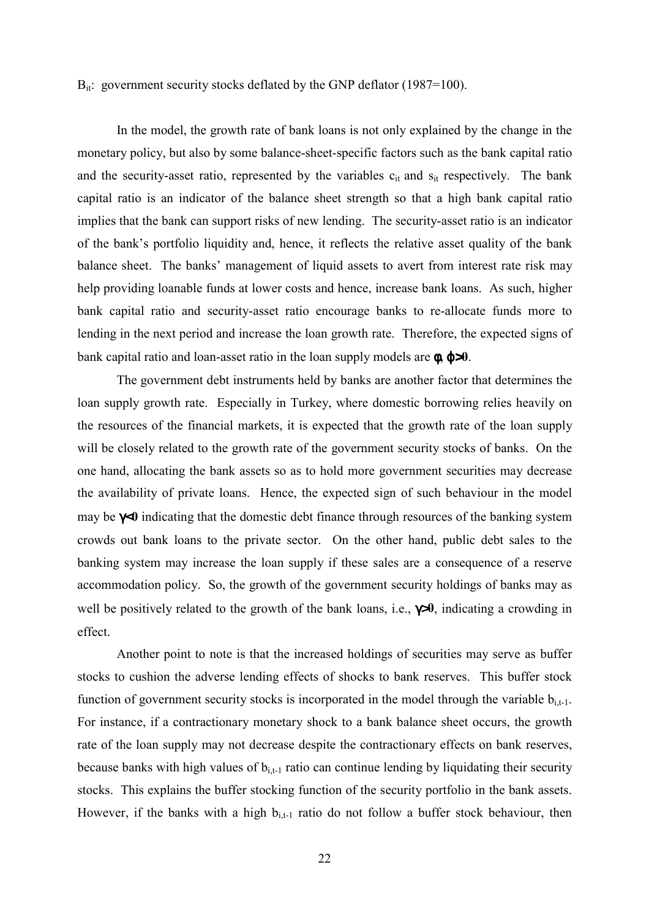$B_{it}$: government security stocks deflated by the GNP deflator (1987=100).

In the model, the growth rate of bank loans is not only explained by the change in the monetary policy, but also by some balance-sheet-specific factors such as the bank capital ratio and the security-asset ratio, represented by the variables $c_{it}$ and $s_{it}$ respectively. The bank capital ratio is an indicator of the balance sheet strength so that a high bank capital ratio implies that the bank can support risks of new lending. The security-asset ratio is an indicator of the bank's portfolio liquidity and, hence, it reflects the relative asset quality of the bank balance sheet. The banks' management of liquid assets to avert from interest rate risk may help providing loanable funds at lower costs and hence, increase bank loans. As such, higher bank capital ratio and security-asset ratio encourage banks to re-allocate funds more to lending in the next period and increase the loan growth rate. Therefore, the expected signs of bank capital ratio and loan-asset ratio in the loan supply models are $\boldsymbol{\phi}, \boldsymbol{\varphi} > \mathbf{0}$.

The government debt instruments held by banks are another factor that determines the loan supply growth rate. Especially in Turkey, where domestic borrowing relies heavily on the resources of the financial markets, it is expected that the growth rate of the loan supply will be closely related to the growth rate of the government security stocks of banks. On the one hand, allocating the bank assets so as to hold more government securities may decrease the availability of private loans. Hence, the expected sign of such behaviour in the model may be $\boldsymbol{\gamma} < \mathbf{0}$ indicating that the domestic debt finance through resources of the banking system crowds out bank loans to the private sector. On the other hand, public debt sales to the banking system may increase the loan supply if these sales are a consequence of a reserve accommodation policy. So, the growth of the government security holdings of banks may as well be positively related to the growth of the bank loans, i.e., $\boldsymbol{\gamma} > \mathbf{0}$, indicating a crowding in effect.

Another point to note is that the increased holdings of securities may serve as buffer stocks to cushion the adverse lending effects of shocks to bank reserves. This buffer stock function of government security stocks is incorporated in the model through the variable $b_{i,t-1}$. For instance, if a contractionary monetary shock to a bank balance sheet occurs, the growth rate of the loan supply may not decrease despite the contractionary effects on bank reserves, because banks with high values of $b_{i,t-1}$ ratio can continue lending by liquidating their security stocks. This explains the buffer stocking function of the security portfolio in the bank assets. However, if the banks with a high $b_{i,t-1}$ ratio do not follow a buffer stock behaviour, then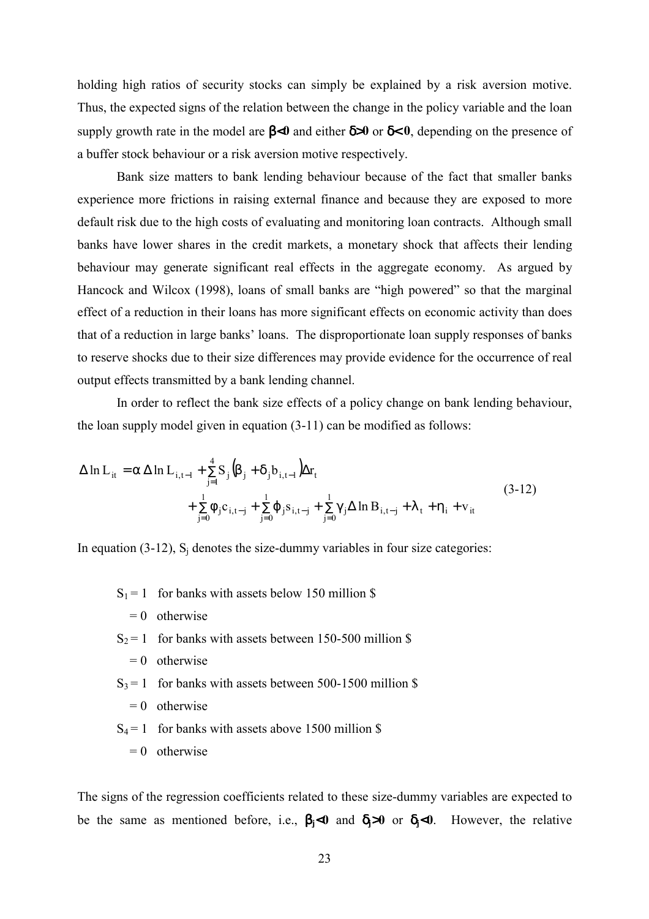holding high ratios of security stocks can simply be explained by a risk aversion motive. Thus, the expected signs of the relation between the change in the policy variable and the loan supply growth rate in the model are $\beta<0$ and either $\delta>0$ or $\delta<0$, depending on the presence of a buffer stock behaviour or a risk aversion motive respectively.

Bank size matters to bank lending behaviour because of the fact that smaller banks experience more frictions in raising external finance and because they are exposed to more default risk due to the high costs of evaluating and monitoring loan contracts. Although small banks have lower shares in the credit markets, a monetary shock that affects their lending behaviour may generate significant real effects in the aggregate economy. As argued by Hancock and Wilcox (1998), loans of small banks are "high powered" so that the marginal effect of a reduction in their loans has more significant effects on economic activity than does that of a reduction in large banks' loans. The disproportionate loan supply responses of banks to reserve shocks due to their size differences may provide evidence for the occurrence of real output effects transmitted by a bank lending channel.

In order to reflect the bank size effects of a policy change on bank lending behaviour, the loan supply model given in equation (3-11) can be modified as follows:

$$\Delta \ln L_{it} = \alpha\, \Delta \ln L_{i,t-1} + \sum_{j=1}^{4} S_j \left(\beta_j + \delta_j b_{i,t-1}\right)\Delta r_t + \sum_{j=0}^{1} \varphi_j c_{i,t-j} + \sum_{j=0}^{1} \phi_j s_{i,t-j} + \sum_{j=0}^{1} \gamma_j \Delta \ln B_{i,t-j} + \lambda_t + \eta_i + v_{it} \tag{3-12}$$

In equation (3-12), $S_j$ denotes the size-dummy variables in four size categories:

$S_1 = 1$ for banks with assets below 150 million \$
$\quad = 0$ otherwise
$S_2 = 1$ for banks with assets between 150-500 million \$
$\quad = 0$ otherwise
$S_3 = 1$ for banks with assets between 500-1500 million \$
$\quad = 0$ otherwise
$S_4 = 1$ for banks with assets above 1500 million \$
$\quad = 0$ otherwise

The signs of the regression coefficients related to these size-dummy variables are expected to be the same as mentioned before, i.e., $\beta_j<0$ and $\delta_j>0$ or $\delta_j<0$. However, the relative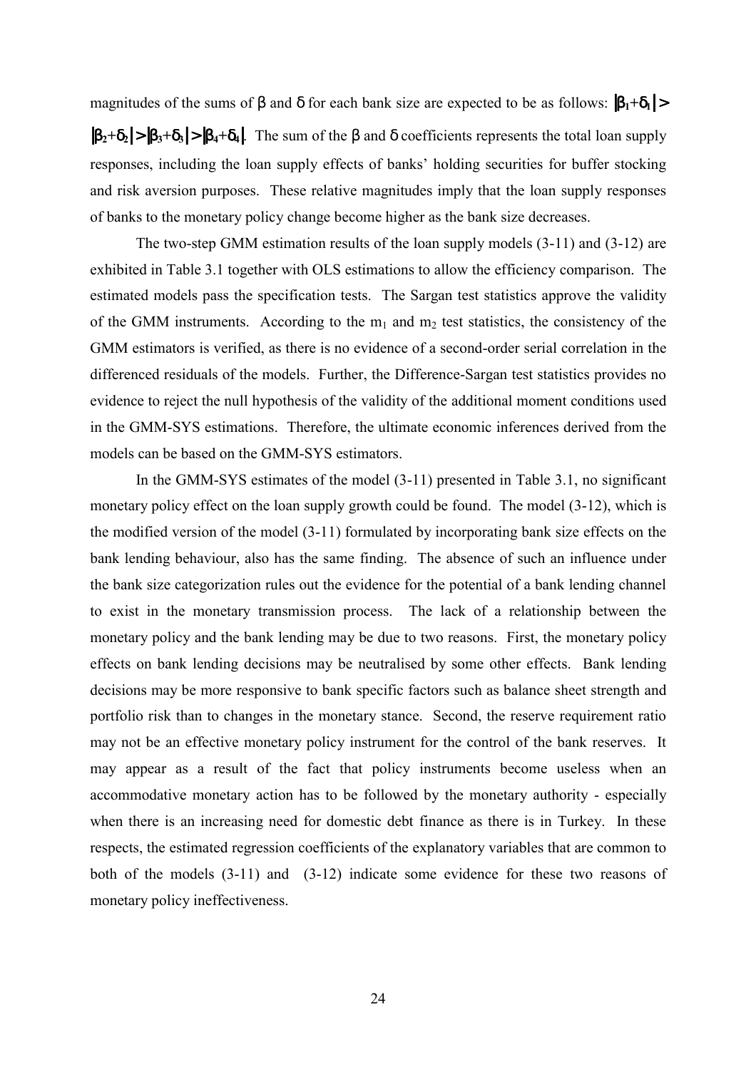magnitudes of the sums of β and δ for each bank size are expected to be as follows: $|\beta_1+\delta_1| > |\beta_2+\delta_2| > |\beta_3+\delta_3| > |\beta_4+\delta_4|$. The sum of the β and δ coefficients represents the total loan supply responses, including the loan supply effects of banks' holding securities for buffer stocking and risk aversion purposes. These relative magnitudes imply that the loan supply responses of banks to the monetary policy change become higher as the bank size decreases.

The two-step GMM estimation results of the loan supply models (3-11) and (3-12) are exhibited in Table 3.1 together with OLS estimations to allow the efficiency comparison. The estimated models pass the specification tests. The Sargan test statistics approve the validity of the GMM instruments. According to the $m_1$ and $m_2$ test statistics, the consistency of the GMM estimators is verified, as there is no evidence of a second-order serial correlation in the differenced residuals of the models. Further, the Difference-Sargan test statistics provides no evidence to reject the null hypothesis of the validity of the additional moment conditions used in the GMM-SYS estimations. Therefore, the ultimate economic inferences derived from the models can be based on the GMM-SYS estimators.

In the GMM-SYS estimates of the model (3-11) presented in Table 3.1, no significant monetary policy effect on the loan supply growth could be found. The model (3-12), which is the modified version of the model (3-11) formulated by incorporating bank size effects on the bank lending behaviour, also has the same finding. The absence of such an influence under the bank size categorization rules out the evidence for the potential of a bank lending channel to exist in the monetary transmission process. The lack of a relationship between the monetary policy and the bank lending may be due to two reasons. First, the monetary policy effects on bank lending decisions may be neutralised by some other effects. Bank lending decisions may be more responsive to bank specific factors such as balance sheet strength and portfolio risk than to changes in the monetary stance. Second, the reserve requirement ratio may not be an effective monetary policy instrument for the control of the bank reserves. It may appear as a result of the fact that policy instruments become useless when an accommodative monetary action has to be followed by the monetary authority - especially when there is an increasing need for domestic debt finance as there is in Turkey. In these respects, the estimated regression coefficients of the explanatory variables that are common to both of the models (3-11) and (3-12) indicate some evidence for these two reasons of monetary policy ineffectiveness.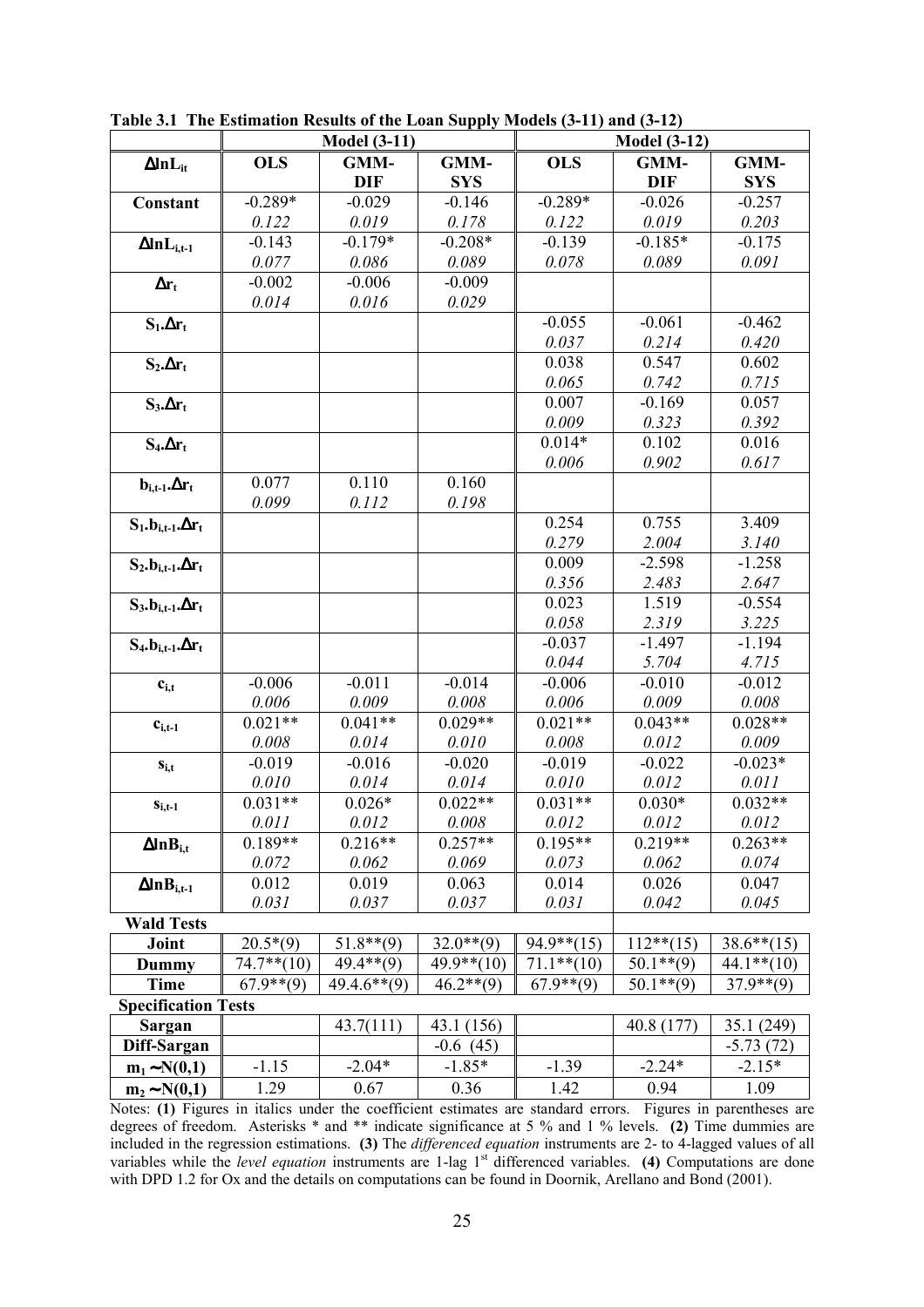**Table 3.1 The Estimation Results of the Loan Supply Models (3-11) and (3-12)**

| | Model (3-11) | | | Model (3-12) | | |
|---|---|---|---|---|---|---|
| $\Delta \ln L_{it}$ | OLS | GMM-DIF | GMM-SYS | OLS | GMM-DIF | GMM-SYS |
| Constant | -0.289* | -0.029 | -0.146 | -0.289* | -0.026 | -0.257 |
| | *0.122* | *0.019* | *0.178* | *0.122* | *0.019* | *0.203* |
| $\Delta \ln L_{i,t-1}$ | -0.143 | -0.179* | -0.208* | -0.139 | -0.185* | -0.175 |
| | *0.077* | *0.086* | *0.089* | *0.078* | *0.089* | *0.091* |
| $\Delta r_t$ | -0.002 | -0.006 | -0.009 | | | |
| | *0.014* | *0.016* | *0.029* | | | |
| $S_1.\Delta r_t$ | | | | -0.055 | -0.061 | -0.462 |
| | | | | *0.037* | *0.214* | *0.420* |
| $S_2.\Delta r_t$ | | | | 0.038 | 0.547 | 0.602 |
| | | | | *0.065* | *0.742* | *0.715* |
| $S_3.\Delta r_t$ | | | | 0.007 | -0.169 | 0.057 |
| | | | | *0.009* | *0.323* | *0.392* |
| $S_4.\Delta r_t$ | | | | 0.014* | 0.102 | 0.016 |
| | | | | *0.006* | *0.902* | *0.617* |
| $b_{i,t-1}.\Delta r_t$ | 0.077 | 0.110 | 0.160 | | | |
| | *0.099* | *0.112* | *0.198* | | | |
| $S_1.b_{i,t-1}.\Delta r_t$ | | | | 0.254 | 0.755 | 3.409 |
| | | | | *0.279* | *2.004* | *3.140* |
| $S_2.b_{i,t-1}.\Delta r_t$ | | | | 0.009 | -2.598 | -1.258 |
| | | | | *0.356* | *2.483* | *2.647* |
| $S_3.b_{i,t-1}.\Delta r_t$ | | | | 0.023 | 1.519 | -0.554 |
| | | | | *0.058* | *2.319* | *3.225* |
| $S_4.b_{i,t-1}.\Delta r_t$ | | | | -0.037 | -1.497 | -1.194 |
| | | | | *0.044* | *5.704* | *4.715* |
| $c_{i,t}$ | -0.006 | -0.011 | -0.014 | -0.006 | -0.010 | -0.012 |
| | *0.006* | *0.009* | *0.008* | *0.006* | *0.009* | *0.008* |
| $c_{i,t-1}$ | 0.021** | 0.041** | 0.029** | 0.021** | 0.043** | 0.028** |
| | *0.008* | *0.014* | *0.010* | *0.008* | *0.012* | *0.009* |
| $s_{i,t}$ | -0.019 | -0.016 | -0.020 | -0.019 | -0.022 | -0.023* |
| | *0.010* | *0.014* | *0.014* | *0.010* | *0.012* | *0.011* |
| $s_{i,t-1}$ | 0.031** | 0.026* | 0.022** | 0.031** | 0.030* | 0.032** |
| | *0.011* | *0.012* | *0.008* | *0.012* | *0.012* | *0.012* |
| $\Delta \ln B_{i,t}$ | 0.189** | 0.216** | 0.257** | 0.195** | 0.219** | 0.263** |
| | *0.072* | *0.062* | *0.069* | *0.073* | *0.062* | *0.074* |
| $\Delta \ln B_{i,t-1}$ | 0.012 | 0.019 | 0.063 | 0.014 | 0.026 | 0.047 |
| | *0.031* | *0.037* | *0.037* | *0.031* | *0.042* | *0.045* |
| **Wald Tests** | | | | | | |
| Joint | 20.5*(9) | 51.8**(9) | 32.0**(9) | 94.9**(15) | 112**(15) | 38.6**(15) |
| Dummy | 74.7**(10) | 49.4**(9) | 49.9**(10) | 71.1**(10) | 50.1**(9) | 44.1**(10) |
| Time | 67.9**(9) | 49.4.6**(9) | 46.2**(9) | 67.9**(9) | 50.1**(9) | 37.9**(9) |
| **Specification Tests** | | | | | | |
| Sargan | | 43.7(111) | 43.1 (156) | | 40.8 (177) | 35.1 (249) |
| Diff-Sargan | | | -0.6 (45) | | | -5.73 (72) |
| $m_1 \sim N(0,1)$ | -1.15 | -2.04* | -1.85* | -1.39 | -2.24* | -2.15* |
| $m_2 \sim N(0,1)$ | 1.29 | 0.67 | 0.36 | 1.42 | 0.94 | 1.09 |

Notes: **(1)** Figures in italics under the coefficient estimates are standard errors. Figures in parentheses are degrees of freedom. Asterisks * and ** indicate significance at 5 % and 1 % levels. **(2)** Time dummies are included in the regression estimations. **(3)** The *differenced equation* instruments are 2- to 4-lagged values of all variables while the *level equation* instruments are 1-lag 1st differenced variables. **(4)** Computations are done with DPD 1.2 for Ox and the details on computations can be found in Doornik, Arellano and Bond (2001).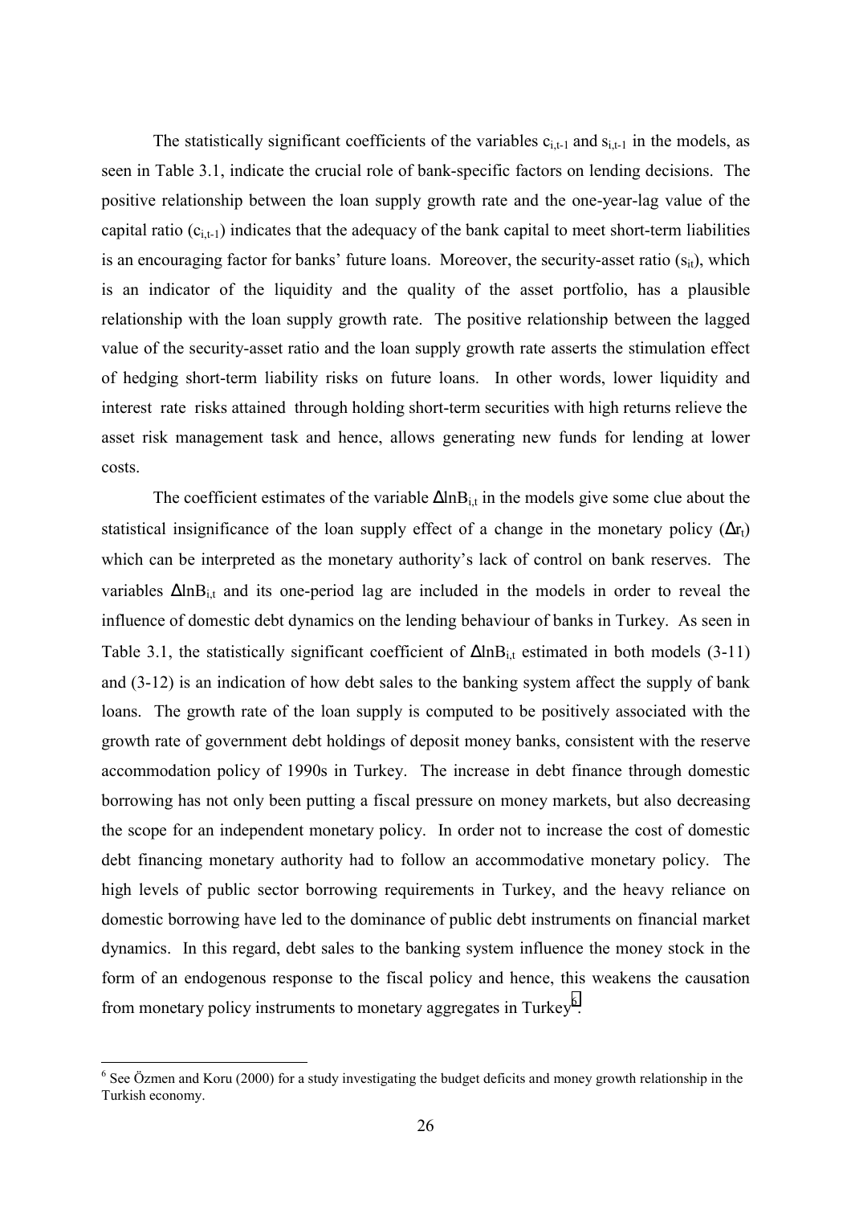The statistically significant coefficients of the variables $c_{i,t-1}$ and $s_{i,t-1}$ in the models, as seen in Table 3.1, indicate the crucial role of bank-specific factors on lending decisions. The positive relationship between the loan supply growth rate and the one-year-lag value of the capital ratio ($c_{i,t-1}$) indicates that the adequacy of the bank capital to meet short-term liabilities is an encouraging factor for banks' future loans. Moreover, the security-asset ratio ($s_{it}$), which is an indicator of the liquidity and the quality of the asset portfolio, has a plausible relationship with the loan supply growth rate. The positive relationship between the lagged value of the security-asset ratio and the loan supply growth rate asserts the stimulation effect of hedging short-term liability risks on future loans. In other words, lower liquidity and interest rate risks attained through holding short-term securities with high returns relieve the asset risk management task and hence, allows generating new funds for lending at lower costs.

The coefficient estimates of the variable $\Delta \ln B_{i,t}$ in the models give some clue about the statistical insignificance of the loan supply effect of a change in the monetary policy ($\Delta r_t$) which can be interpreted as the monetary authority's lack of control on bank reserves. The variables $\Delta \ln B_{i,t}$ and its one-period lag are included in the models in order to reveal the influence of domestic debt dynamics on the lending behaviour of banks in Turkey. As seen in Table 3.1, the statistically significant coefficient of $\Delta \ln B_{i,t}$ estimated in both models (3-11) and (3-12) is an indication of how debt sales to the banking system affect the supply of bank loans. The growth rate of the loan supply is computed to be positively associated with the growth rate of government debt holdings of deposit money banks, consistent with the reserve accommodation policy of 1990s in Turkey. The increase in debt finance through domestic borrowing has not only been putting a fiscal pressure on money markets, but also decreasing the scope for an independent monetary policy. In order not to increase the cost of domestic debt financing monetary authority had to follow an accommodative monetary policy. The high levels of public sector borrowing requirements in Turkey, and the heavy reliance on domestic borrowing have led to the dominance of public debt instruments on financial market dynamics. In this regard, debt sales to the banking system influence the money stock in the form of an endogenous response to the fiscal policy and hence, this weakens the causation from monetary policy instruments to monetary aggregates in Turkey[6].

[6] See Özmen and Koru (2000) for a study investigating the budget deficits and money growth relationship in the Turkish economy.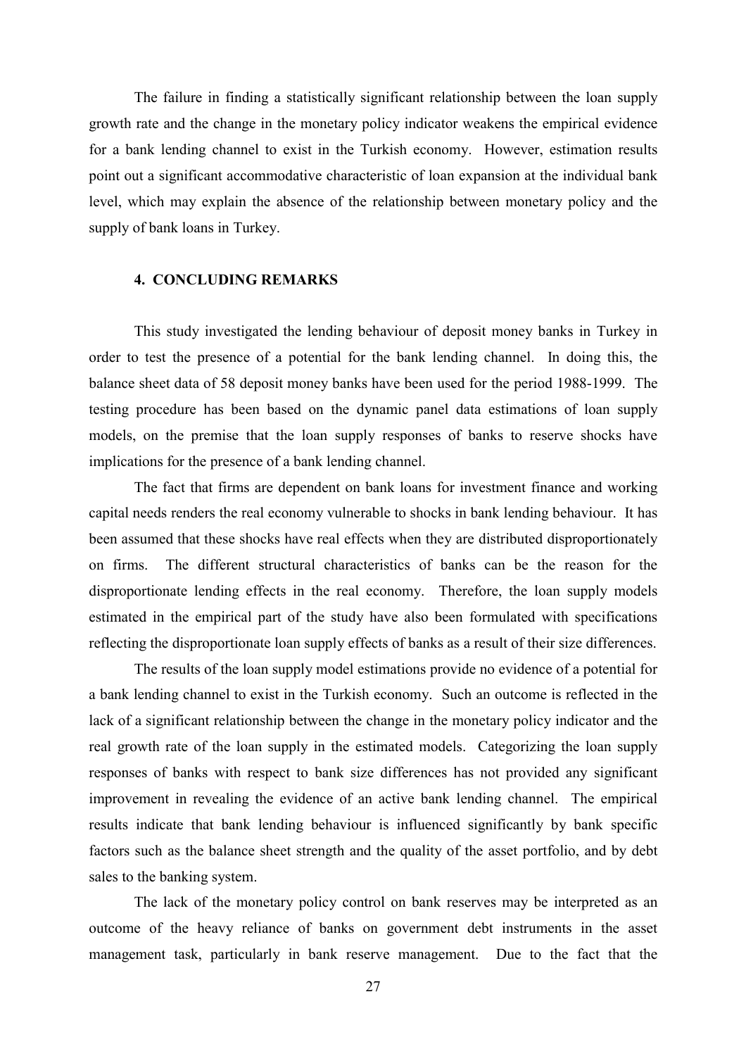The failure in finding a statistically significant relationship between the loan supply growth rate and the change in the monetary policy indicator weakens the empirical evidence for a bank lending channel to exist in the Turkish economy. However, estimation results point out a significant accommodative characteristic of loan expansion at the individual bank level, which may explain the absence of the relationship between monetary policy and the supply of bank loans in Turkey.

## 4. CONCLUDING REMARKS

This study investigated the lending behaviour of deposit money banks in Turkey in order to test the presence of a potential for the bank lending channel. In doing this, the balance sheet data of 58 deposit money banks have been used for the period 1988-1999. The testing procedure has been based on the dynamic panel data estimations of loan supply models, on the premise that the loan supply responses of banks to reserve shocks have implications for the presence of a bank lending channel.

The fact that firms are dependent on bank loans for investment finance and working capital needs renders the real economy vulnerable to shocks in bank lending behaviour. It has been assumed that these shocks have real effects when they are distributed disproportionately on firms. The different structural characteristics of banks can be the reason for the disproportionate lending effects in the real economy. Therefore, the loan supply models estimated in the empirical part of the study have also been formulated with specifications reflecting the disproportionate loan supply effects of banks as a result of their size differences.

The results of the loan supply model estimations provide no evidence of a potential for a bank lending channel to exist in the Turkish economy. Such an outcome is reflected in the lack of a significant relationship between the change in the monetary policy indicator and the real growth rate of the loan supply in the estimated models. Categorizing the loan supply responses of banks with respect to bank size differences has not provided any significant improvement in revealing the evidence of an active bank lending channel. The empirical results indicate that bank lending behaviour is influenced significantly by bank specific factors such as the balance sheet strength and the quality of the asset portfolio, and by debt sales to the banking system.

The lack of the monetary policy control on bank reserves may be interpreted as an outcome of the heavy reliance of banks on government debt instruments in the asset management task, particularly in bank reserve management. Due to the fact that the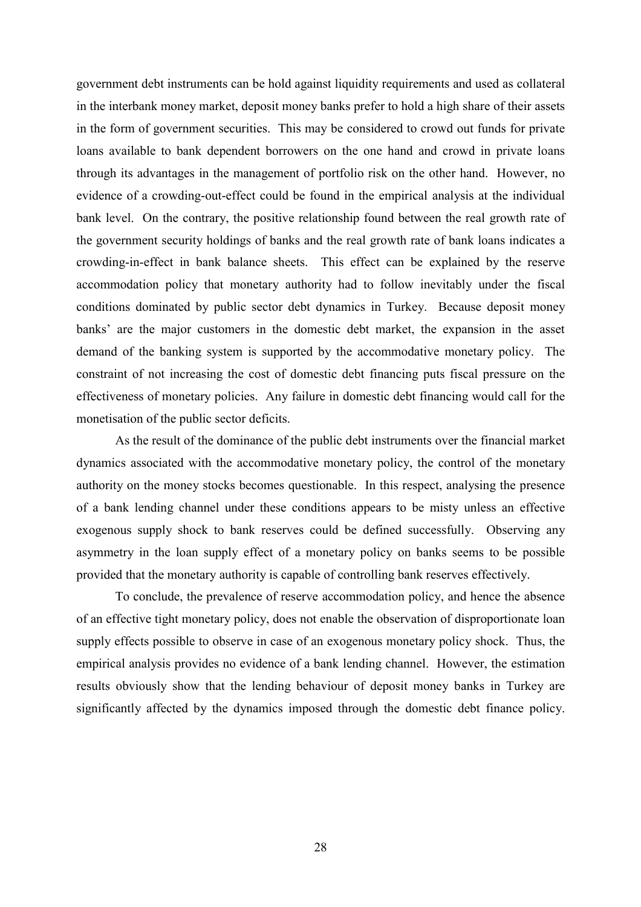government debt instruments can be hold against liquidity requirements and used as collateral in the interbank money market, deposit money banks prefer to hold a high share of their assets in the form of government securities. This may be considered to crowd out funds for private loans available to bank dependent borrowers on the one hand and crowd in private loans through its advantages in the management of portfolio risk on the other hand. However, no evidence of a crowding-out-effect could be found in the empirical analysis at the individual bank level. On the contrary, the positive relationship found between the real growth rate of the government security holdings of banks and the real growth rate of bank loans indicates a crowding-in-effect in bank balance sheets. This effect can be explained by the reserve accommodation policy that monetary authority had to follow inevitably under the fiscal conditions dominated by public sector debt dynamics in Turkey. Because deposit money banks' are the major customers in the domestic debt market, the expansion in the asset demand of the banking system is supported by the accommodative monetary policy. The constraint of not increasing the cost of domestic debt financing puts fiscal pressure on the effectiveness of monetary policies. Any failure in domestic debt financing would call for the monetisation of the public sector deficits.

As the result of the dominance of the public debt instruments over the financial market dynamics associated with the accommodative monetary policy, the control of the monetary authority on the money stocks becomes questionable. In this respect, analysing the presence of a bank lending channel under these conditions appears to be misty unless an effective exogenous supply shock to bank reserves could be defined successfully. Observing any asymmetry in the loan supply effect of a monetary policy on banks seems to be possible provided that the monetary authority is capable of controlling bank reserves effectively.

To conclude, the prevalence of reserve accommodation policy, and hence the absence of an effective tight monetary policy, does not enable the observation of disproportionate loan supply effects possible to observe in case of an exogenous monetary policy shock. Thus, the empirical analysis provides no evidence of a bank lending channel. However, the estimation results obviously show that the lending behaviour of deposit money banks in Turkey are significantly affected by the dynamics imposed through the domestic debt finance policy.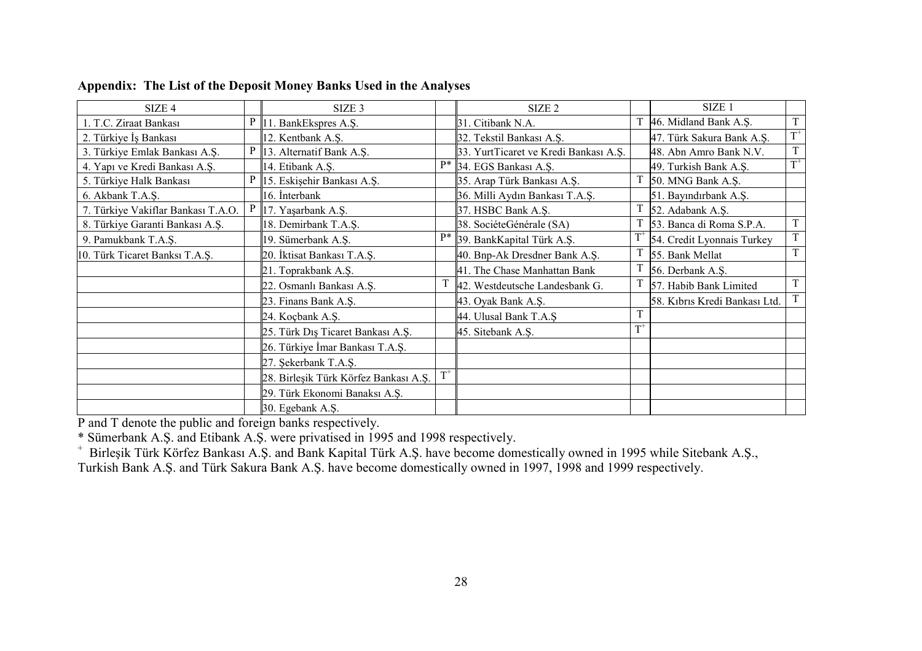**Appendix: The List of the Deposit Money Banks Used in the Analyses**

| SIZE 4 | | SIZE 3 | | SIZE 2 | | SIZE 1 | |
|---|---|---|---|---|---|---|---|
| 1. T.C. Ziraat Bankası | P | 11. BankEkspres A.Ş. | | 31. Citibank N.A. | T | 46. Midland Bank A.Ş. | T |
| 2. Türkiye İş Bankası | | 12. Kentbank A.Ş. | | 32. Tekstil Bankası A.Ş. | | 47. Türk Sakura Bank A.Ş. | $T^{+}$ |
| 3. Türkiye Emlak Bankası A.Ş. | P | 13. Alternatif Bank A.Ş. | | 33. YurtTicaret ve Kredi Bankası A.Ş. | | 48. Abn Amro Bank N.V. | T |
| 4. Yapı ve Kredi Bankası A.Ş. | | 14. Etibank A.Ş. | P* | 34. EGS Bankası A.Ş. | | 49. Turkish Bank A.Ş. | $T^{+}$ |
| 5. Türkiye Halk Bankası | P | 15. Eskişehir Bankası A.Ş. | | 35. Arap Türk Bankası A.Ş. | T | 50. MNG Bank A.Ş. | |
| 6. Akbank T.A.Ş. | | 16. İnterbank | | 36. Milli Aydın Bankası T.A.Ş. | | 51. Bayındırbank A.Ş. | |
| 7. Türkiye Vakiflar Bankası T.A.O. | P | 17. Yaşarbank A.Ş. | | 37. HSBC Bank A.Ş. | T | 52. Adabank A.Ş. | |
| 8. Türkiye Garanti Bankası A.Ş. | | 18. Demirbank T.A.Ş. | | 38. SociéteGénérale (SA) | T | 53. Banca di Roma S.P.A. | T |
| 9. Pamukbank T.A.Ş. | | 19. Sümerbank A.Ş. | P* | 39. BankKapital Türk A.Ş. | $T^{+}$ | 54. Credit Lyonnais Turkey | T |
| 10. Türk Ticaret Banksı T.A.Ş. | | 20. İktisat Bankası T.A.Ş. | | 40. Bnp-Ak Dresdner Bank A.Ş. | T | 55. Bank Mellat | T |
| | | 21. Toprakbank A.Ş. | | 41. The Chase Manhattan Bank | T | 56. Derbank A.Ş. | |
| | | 22. Osmanlı Bankası A.Ş. | T | 42. Westdeutsche Landesbank G. | T | 57. Habib Bank Limited | T |
| | | 23. Finans Bank A.Ş. | | 43. Oyak Bank A.Ş. | | 58. Kıbrıs Kredi Bankası Ltd. | T |
| | | 24. Koçbank A.Ş. | | 44. Ulusal Bank T.A.Ş | T | | |
| | | 25. Türk Dış Ticaret Bankası A.Ş. | | 45. Sitebank A.Ş. | $T^{+}$ | | |
| | | 26. Türkiye İmar Bankası T.A.Ş. | | | | | |
| | | 27. Şekerbank T.A.Ş. | | | | | |
| | | 28. Birleşik Türk Körfez Bankası A.Ş. | $T^{+}$ | | | | |
| | | 29. Türk Ekonomi Banaksı A.Ş. | | | | | |
| | | 30. Egebank A.Ş. | | | | | |

P and T denote the public and foreign banks respectively.

* Sümerbank A.Ş. and Etibank A.Ş. were privatised in 1995 and 1998 respectively.

+ Birleşik Türk Körfez Bankası A.Ş. and Bank Kapital Türk A.Ş. have become domestically owned in 1995 while Sitebank A.Ş., Turkish Bank A.Ş. and Türk Sakura Bank A.Ş. have become domestically owned in 1997, 1998 and 1999 respectively.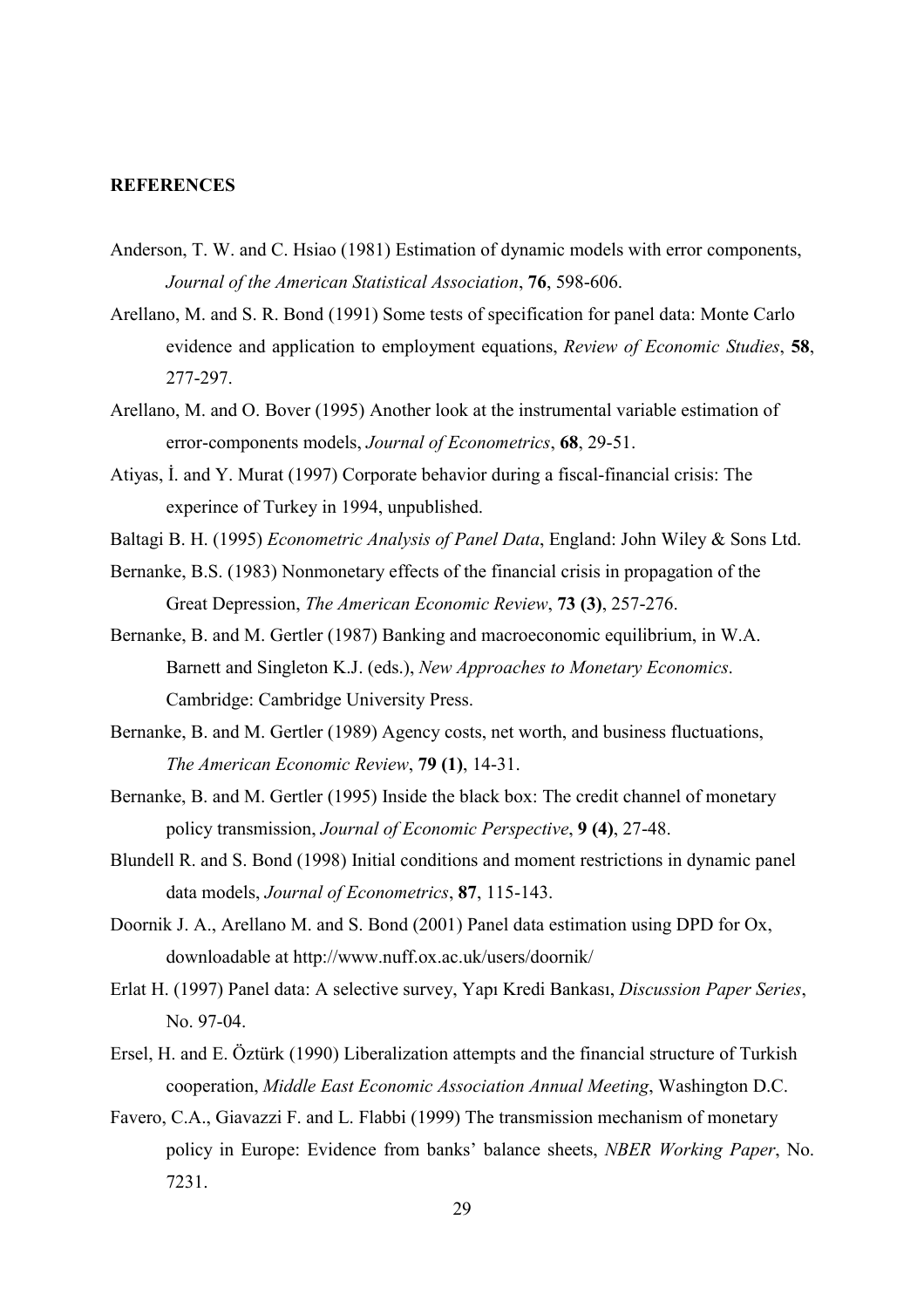**REFERENCES**

Anderson, T. W. and C. Hsiao (1981) Estimation of dynamic models with error components, *Journal of the American Statistical Association*, **76**, 598-606.

Arellano, M. and S. R. Bond (1991) Some tests of specification for panel data: Monte Carlo evidence and application to employment equations, *Review of Economic Studies*, **58**, 277-297.

Arellano, M. and O. Bover (1995) Another look at the instrumental variable estimation of error-components models, *Journal of Econometrics*, **68**, 29-51.

Atiyas, İ. and Y. Murat (1997) Corporate behavior during a fiscal-financial crisis: The experince of Turkey in 1994, unpublished.

Baltagi B. H. (1995) *Econometric Analysis of Panel Data*, England: John Wiley & Sons Ltd.

Bernanke, B.S. (1983) Nonmonetary effects of the financial crisis in propagation of the Great Depression, *The American Economic Review*, **73 (3)**, 257-276.

Bernanke, B. and M. Gertler (1987) Banking and macroeconomic equilibrium, in W.A. Barnett and Singleton K.J. (eds.), *New Approaches to Monetary Economics*. Cambridge: Cambridge University Press.

Bernanke, B. and M. Gertler (1989) Agency costs, net worth, and business fluctuations, *The American Economic Review*, **79 (1)**, 14-31.

Bernanke, B. and M. Gertler (1995) Inside the black box: The credit channel of monetary policy transmission, *Journal of Economic Perspective*, **9 (4)**, 27-48.

Blundell R. and S. Bond (1998) Initial conditions and moment restrictions in dynamic panel data models, *Journal of Econometrics*, **87**, 115-143.

Doornik J. A., Arellano M. and S. Bond (2001) Panel data estimation using DPD for Ox, downloadable at http://www.nuff.ox.ac.uk/users/doornik/

Erlat H. (1997) Panel data: A selective survey, Yapı Kredi Bankası, *Discussion Paper Series*, No. 97-04.

Ersel, H. and E. Öztürk (1990) Liberalization attempts and the financial structure of Turkish cooperation, *Middle East Economic Association Annual Meeting*, Washington D.C.

Favero, C.A., Giavazzi F. and L. Flabbi (1999) The transmission mechanism of monetary policy in Europe: Evidence from banks' balance sheets, *NBER Working Paper*, No. 7231.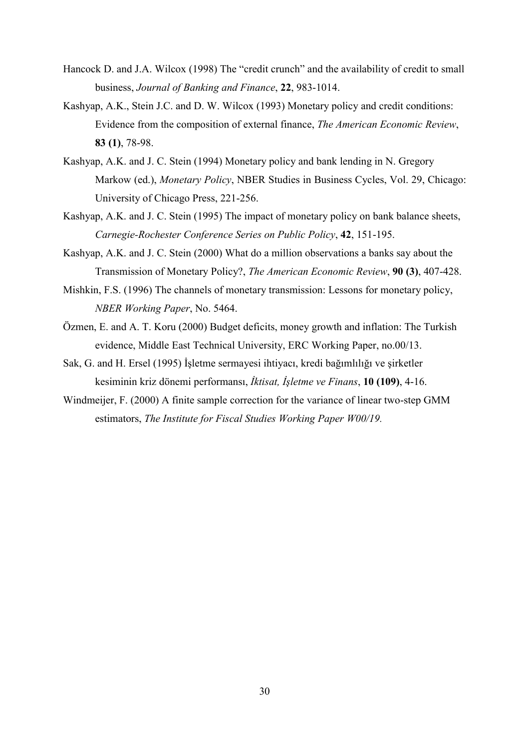Hancock D. and J.A. Wilcox (1998) The "credit crunch" and the availability of credit to small business, *Journal of Banking and Finance*, **22**, 983-1014.

Kashyap, A.K., Stein J.C. and D. W. Wilcox (1993) Monetary policy and credit conditions: Evidence from the composition of external finance, *The American Economic Review*, **83 (1)**, 78-98.

Kashyap, A.K. and J. C. Stein (1994) Monetary policy and bank lending in N. Gregory Markow (ed.), *Monetary Policy*, NBER Studies in Business Cycles, Vol. 29, Chicago: University of Chicago Press, 221-256.

Kashyap, A.K. and J. C. Stein (1995) The impact of monetary policy on bank balance sheets, *Carnegie-Rochester Conference Series on Public Policy*, **42**, 151-195.

Kashyap, A.K. and J. C. Stein (2000) What do a million observations a banks say about the Transmission of Monetary Policy?, *The American Economic Review*, **90 (3)**, 407-428.

Mishkin, F.S. (1996) The channels of monetary transmission: Lessons for monetary policy, *NBER Working Paper*, No. 5464.

Özmen, E. and A. T. Koru (2000) Budget deficits, money growth and inflation: The Turkish evidence, Middle East Technical University, ERC Working Paper, no.00/13.

Sak, G. and H. Ersel (1995) İşletme sermayesi ihtiyacı, kredi bağımlılığı ve şirketler kesiminin kriz dönemi performansı, *İktisat, İşletme ve Finans*, **10 (109)**, 4-16.

Windmeijer, F. (2000) A finite sample correction for the variance of linear two-step GMM estimators, *The Institute for Fiscal Studies Working Paper W00/19.*